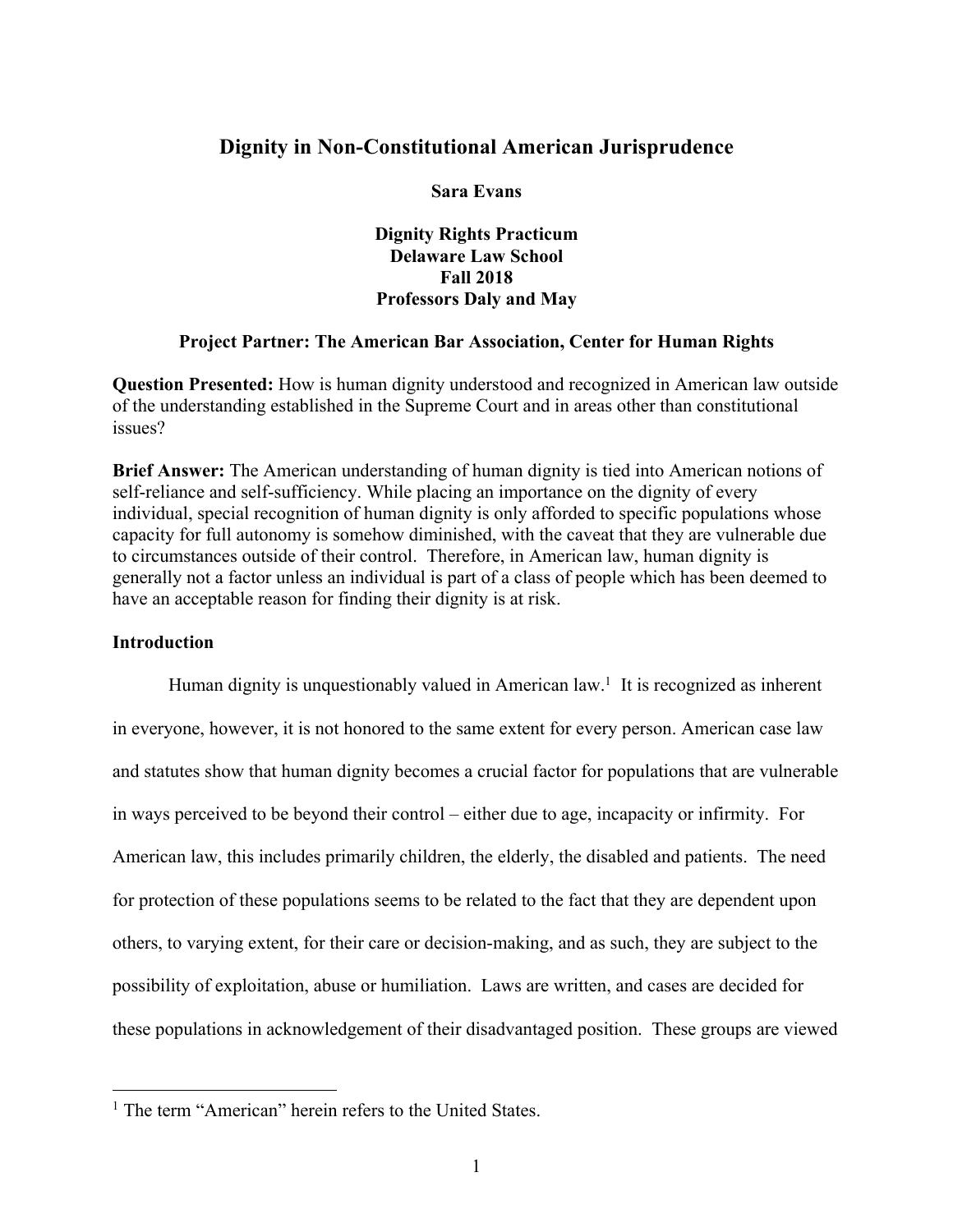# Dignity in Non-Constitutional American Jurisprudence

**Sara Evans**

**Dignity Rights Practicum**
**Delaware Law School**
**Fall 2018**
**Professors Daly and May**

**Project Partner: The American Bar Association, Center for Human Rights**

**Question Presented:** How is human dignity understood and recognized in American law outside of the understanding established in the Supreme Court and in areas other than constitutional issues?

**Brief Answer:** The American understanding of human dignity is tied into American notions of self-reliance and self-sufficiency. While placing an importance on the dignity of every individual, special recognition of human dignity is only afforded to specific populations whose capacity for full autonomy is somehow diminished, with the caveat that they are vulnerable due to circumstances outside of their control. Therefore, in American law, human dignity is generally not a factor unless an individual is part of a class of people which has been deemed to have an acceptable reason for finding their dignity is at risk.

**Introduction**

Human dignity is unquestionably valued in American law.[1] It is recognized as inherent in everyone, however, it is not honored to the same extent for every person. American case law and statutes show that human dignity becomes a crucial factor for populations that are vulnerable in ways perceived to be beyond their control – either due to age, incapacity or infirmity. For American law, this includes primarily children, the elderly, the disabled and patients. The need for protection of these populations seems to be related to the fact that they are dependent upon others, to varying extent, for their care or decision-making, and as such, they are subject to the possibility of exploitation, abuse or humiliation. Laws are written, and cases are decided for these populations in acknowledgement of their disadvantaged position. These groups are viewed

[1] The term "American" herein refers to the United States.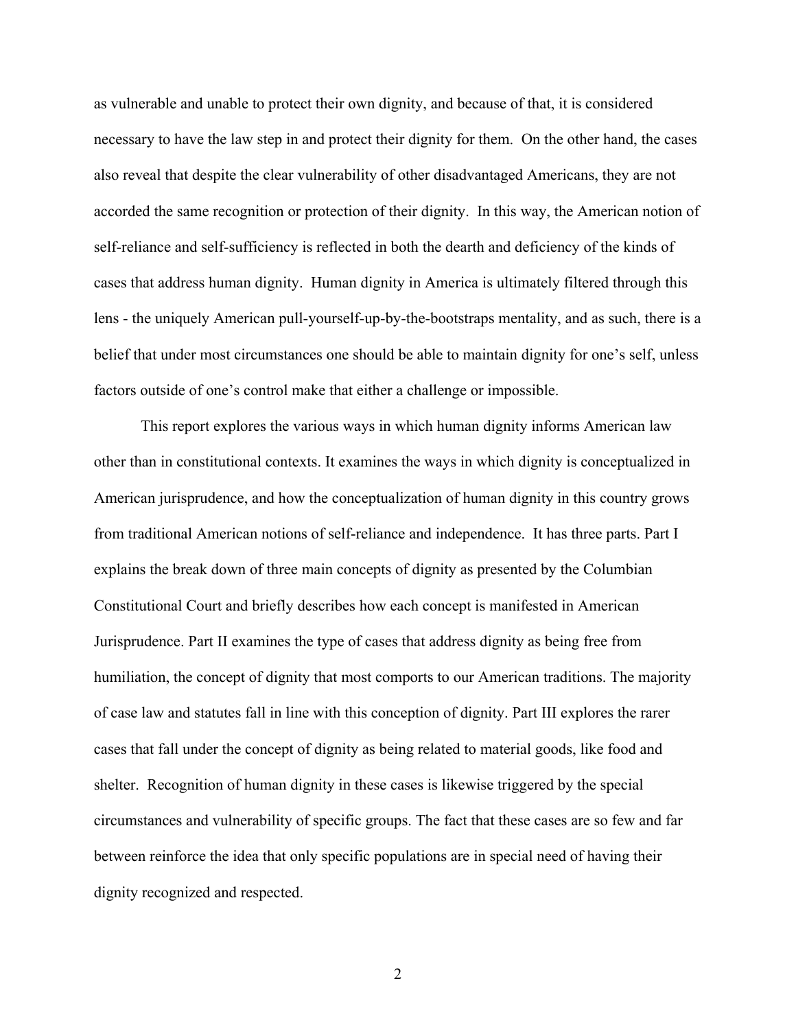as vulnerable and unable to protect their own dignity, and because of that, it is considered necessary to have the law step in and protect their dignity for them. On the other hand, the cases also reveal that despite the clear vulnerability of other disadvantaged Americans, they are not accorded the same recognition or protection of their dignity. In this way, the American notion of self-reliance and self-sufficiency is reflected in both the dearth and deficiency of the kinds of cases that address human dignity. Human dignity in America is ultimately filtered through this lens - the uniquely American pull-yourself-up-by-the-bootstraps mentality, and as such, there is a belief that under most circumstances one should be able to maintain dignity for one's self, unless factors outside of one's control make that either a challenge or impossible.

This report explores the various ways in which human dignity informs American law other than in constitutional contexts. It examines the ways in which dignity is conceptualized in American jurisprudence, and how the conceptualization of human dignity in this country grows from traditional American notions of self-reliance and independence. It has three parts. Part I explains the break down of three main concepts of dignity as presented by the Columbian Constitutional Court and briefly describes how each concept is manifested in American Jurisprudence. Part II examines the type of cases that address dignity as being free from humiliation, the concept of dignity that most comports to our American traditions. The majority of case law and statutes fall in line with this conception of dignity. Part III explores the rarer cases that fall under the concept of dignity as being related to material goods, like food and shelter. Recognition of human dignity in these cases is likewise triggered by the special circumstances and vulnerability of specific groups. The fact that these cases are so few and far between reinforce the idea that only specific populations are in special need of having their dignity recognized and respected.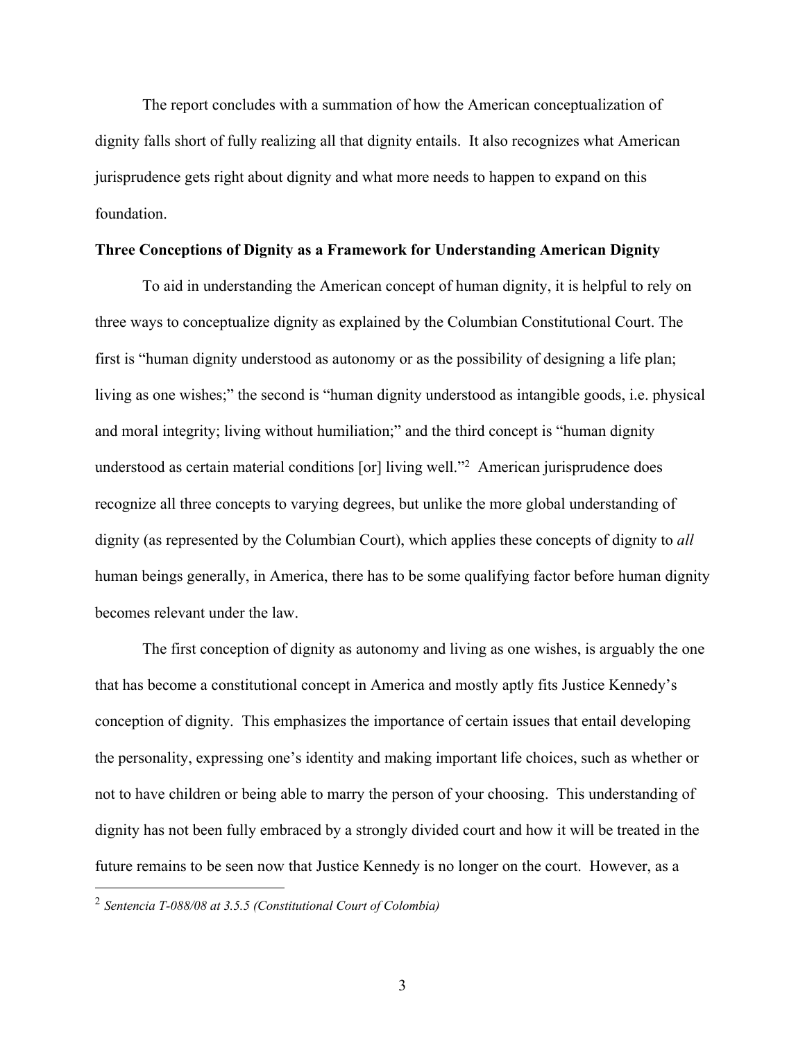The report concludes with a summation of how the American conceptualization of dignity falls short of fully realizing all that dignity entails. It also recognizes what American jurisprudence gets right about dignity and what more needs to happen to expand on this foundation.

**Three Conceptions of Dignity as a Framework for Understanding American Dignity**

To aid in understanding the American concept of human dignity, it is helpful to rely on three ways to conceptualize dignity as explained by the Columbian Constitutional Court. The first is "human dignity understood as autonomy or as the possibility of designing a life plan; living as one wishes;" the second is "human dignity understood as intangible goods, i.e. physical and moral integrity; living without humiliation;" and the third concept is "human dignity understood as certain material conditions [or] living well."[2] American jurisprudence does recognize all three concepts to varying degrees, but unlike the more global understanding of dignity (as represented by the Columbian Court), which applies these concepts of dignity to *all* human beings generally, in America, there has to be some qualifying factor before human dignity becomes relevant under the law.

The first conception of dignity as autonomy and living as one wishes, is arguably the one that has become a constitutional concept in America and mostly aptly fits Justice Kennedy's conception of dignity. This emphasizes the importance of certain issues that entail developing the personality, expressing one's identity and making important life choices, such as whether or not to have children or being able to marry the person of your choosing. This understanding of dignity has not been fully embraced by a strongly divided court and how it will be treated in the future remains to be seen now that Justice Kennedy is no longer on the court. However, as a

[2] *Sentencia T-088/08 at 3.5.5 (Constitutional Court of Colombia)*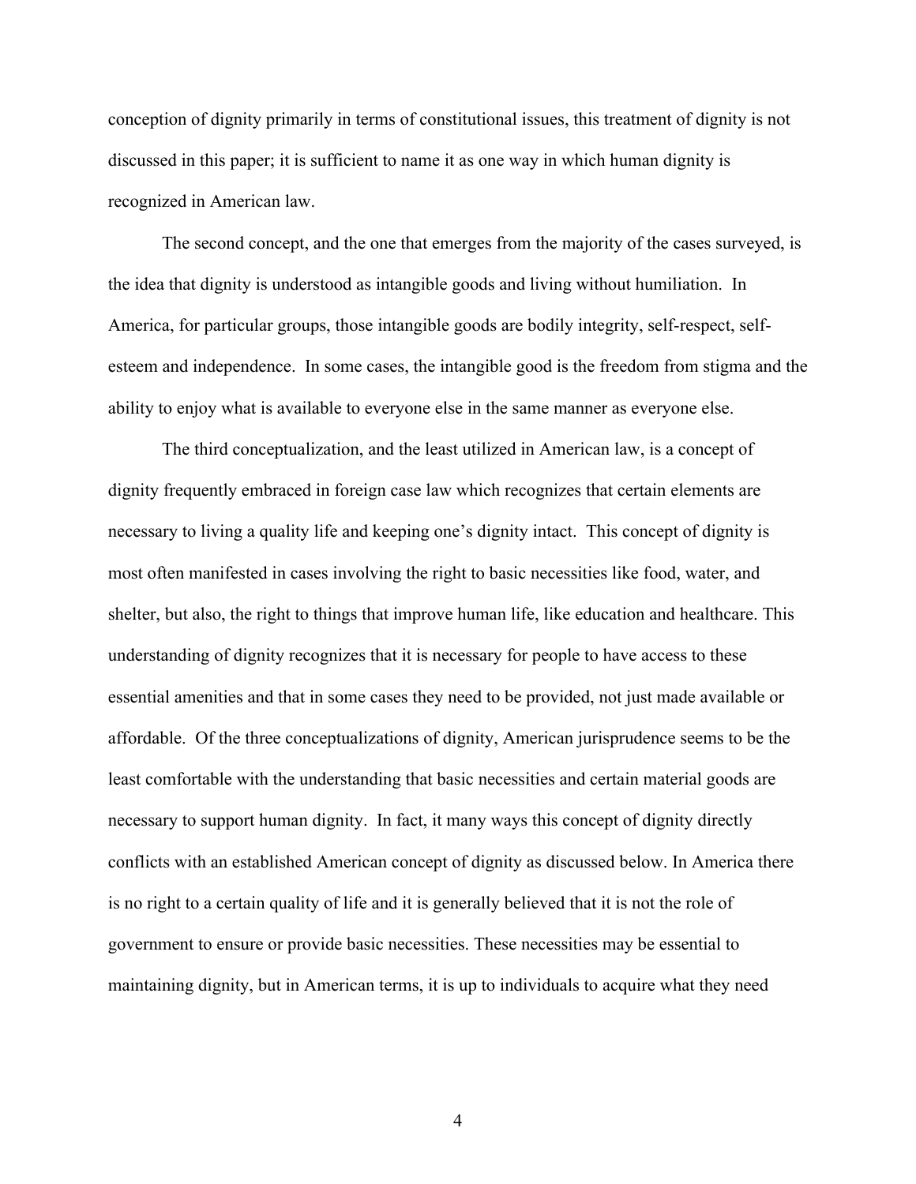conception of dignity primarily in terms of constitutional issues, this treatment of dignity is not discussed in this paper; it is sufficient to name it as one way in which human dignity is recognized in American law.

The second concept, and the one that emerges from the majority of the cases surveyed, is the idea that dignity is understood as intangible goods and living without humiliation. In America, for particular groups, those intangible goods are bodily integrity, self-respect, self-esteem and independence. In some cases, the intangible good is the freedom from stigma and the ability to enjoy what is available to everyone else in the same manner as everyone else.

The third conceptualization, and the least utilized in American law, is a concept of dignity frequently embraced in foreign case law which recognizes that certain elements are necessary to living a quality life and keeping one's dignity intact. This concept of dignity is most often manifested in cases involving the right to basic necessities like food, water, and shelter, but also, the right to things that improve human life, like education and healthcare. This understanding of dignity recognizes that it is necessary for people to have access to these essential amenities and that in some cases they need to be provided, not just made available or affordable. Of the three conceptualizations of dignity, American jurisprudence seems to be the least comfortable with the understanding that basic necessities and certain material goods are necessary to support human dignity. In fact, it many ways this concept of dignity directly conflicts with an established American concept of dignity as discussed below. In America there is no right to a certain quality of life and it is generally believed that it is not the role of government to ensure or provide basic necessities. These necessities may be essential to maintaining dignity, but in American terms, it is up to individuals to acquire what they need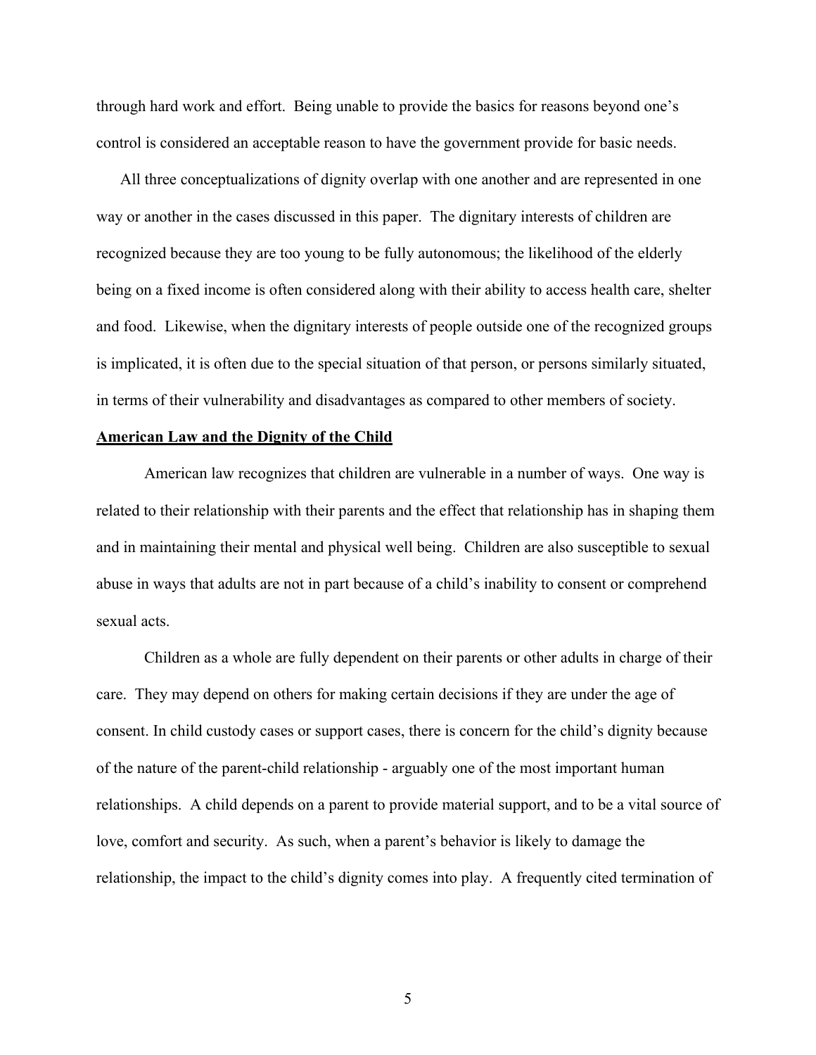through hard work and effort. Being unable to provide the basics for reasons beyond one's control is considered an acceptable reason to have the government provide for basic needs.

All three conceptualizations of dignity overlap with one another and are represented in one way or another in the cases discussed in this paper. The dignitary interests of children are recognized because they are too young to be fully autonomous; the likelihood of the elderly being on a fixed income is often considered along with their ability to access health care, shelter and food. Likewise, when the dignitary interests of people outside one of the recognized groups is implicated, it is often due to the special situation of that person, or persons similarly situated, in terms of their vulnerability and disadvantages as compared to other members of society.

**American Law and the Dignity of the Child**

American law recognizes that children are vulnerable in a number of ways. One way is related to their relationship with their parents and the effect that relationship has in shaping them and in maintaining their mental and physical well being. Children are also susceptible to sexual abuse in ways that adults are not in part because of a child's inability to consent or comprehend sexual acts.

Children as a whole are fully dependent on their parents or other adults in charge of their care. They may depend on others for making certain decisions if they are under the age of consent. In child custody cases or support cases, there is concern for the child's dignity because of the nature of the parent-child relationship - arguably one of the most important human relationships. A child depends on a parent to provide material support, and to be a vital source of love, comfort and security. As such, when a parent's behavior is likely to damage the relationship, the impact to the child's dignity comes into play. A frequently cited termination of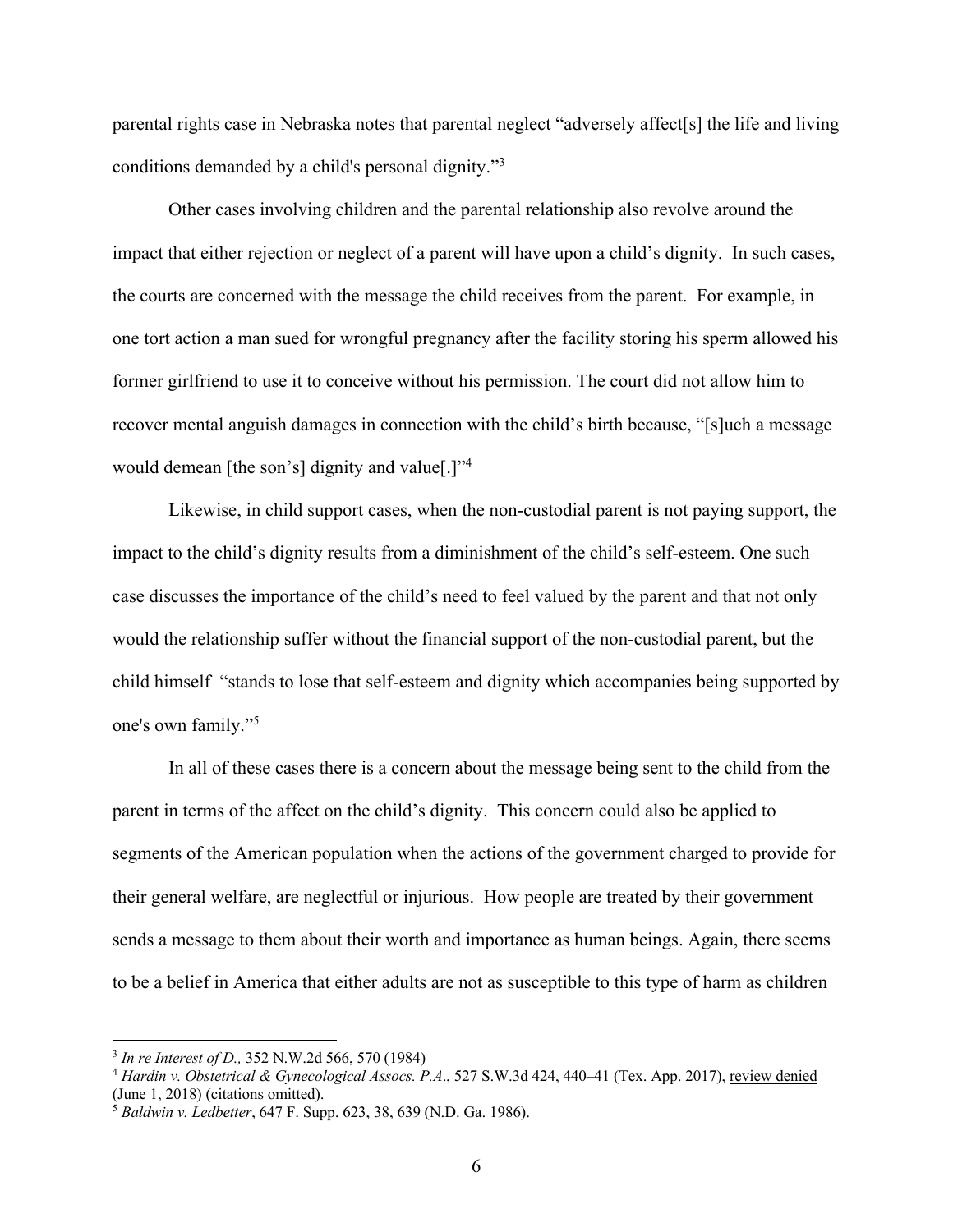parental rights case in Nebraska notes that parental neglect "adversely affect[s] the life and living conditions demanded by a child's personal dignity."[3]

Other cases involving children and the parental relationship also revolve around the impact that either rejection or neglect of a parent will have upon a child's dignity. In such cases, the courts are concerned with the message the child receives from the parent. For example, in one tort action a man sued for wrongful pregnancy after the facility storing his sperm allowed his former girlfriend to use it to conceive without his permission. The court did not allow him to recover mental anguish damages in connection with the child's birth because, "[s]uch a message would demean [the son's] dignity and value[.]"[4]

Likewise, in child support cases, when the non-custodial parent is not paying support, the impact to the child's dignity results from a diminishment of the child's self-esteem. One such case discusses the importance of the child's need to feel valued by the parent and that not only would the relationship suffer without the financial support of the non-custodial parent, but the child himself "stands to lose that self-esteem and dignity which accompanies being supported by one's own family."[5]

In all of these cases there is a concern about the message being sent to the child from the parent in terms of the affect on the child's dignity. This concern could also be applied to segments of the American population when the actions of the government charged to provide for their general welfare, are neglectful or injurious. How people are treated by their government sends a message to them about their worth and importance as human beings. Again, there seems to be a belief in America that either adults are not as susceptible to this type of harm as children

---

[3] *In re Interest of D.,* 352 N.W.2d 566, 570 (1984)

[4] *Hardin v. Obstetrical & Gynecological Assocs. P.A*., 527 S.W.3d 424, 440–41 (Tex. App. 2017), review denied (June 1, 2018) (citations omitted).

[5] *Baldwin v. Ledbetter*, 647 F. Supp. 623, 38, 639 (N.D. Ga. 1986).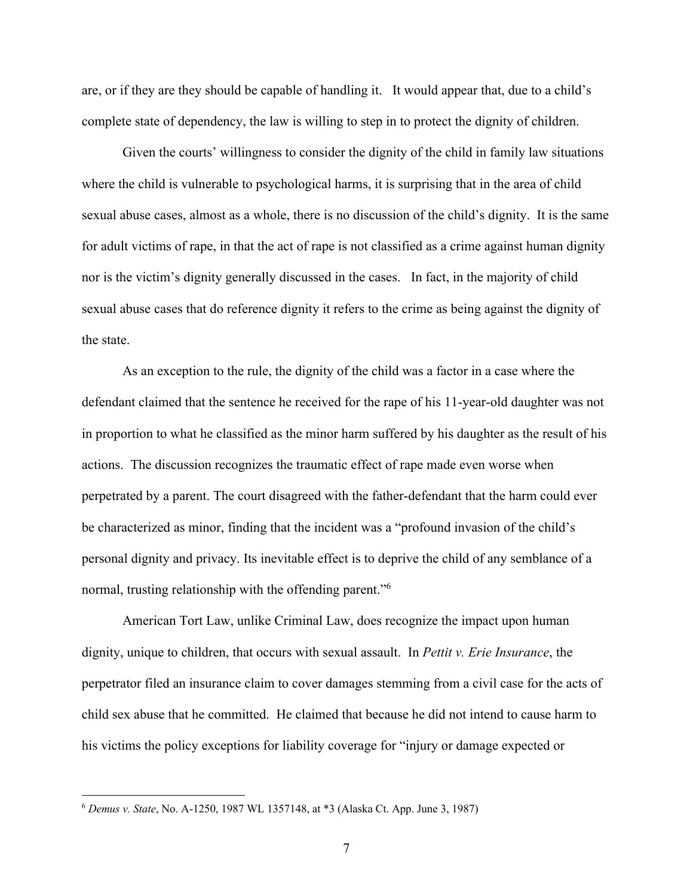are, or if they are they should be capable of handling it. It would appear that, due to a child's complete state of dependency, the law is willing to step in to protect the dignity of children.

Given the courts' willingness to consider the dignity of the child in family law situations where the child is vulnerable to psychological harms, it is surprising that in the area of child sexual abuse cases, almost as a whole, there is no discussion of the child's dignity. It is the same for adult victims of rape, in that the act of rape is not classified as a crime against human dignity nor is the victim's dignity generally discussed in the cases. In fact, in the majority of child sexual abuse cases that do reference dignity it refers to the crime as being against the dignity of the state.

As an exception to the rule, the dignity of the child was a factor in a case where the defendant claimed that the sentence he received for the rape of his 11-year-old daughter was not in proportion to what he classified as the minor harm suffered by his daughter as the result of his actions. The discussion recognizes the traumatic effect of rape made even worse when perpetrated by a parent. The court disagreed with the father-defendant that the harm could ever be characterized as minor, finding that the incident was a "profound invasion of the child's personal dignity and privacy. Its inevitable effect is to deprive the child of any semblance of a normal, trusting relationship with the offending parent."[6]

American Tort Law, unlike Criminal Law, does recognize the impact upon human dignity, unique to children, that occurs with sexual assault. In *Pettit v. Erie Insurance*, the perpetrator filed an insurance claim to cover damages stemming from a civil case for the acts of child sex abuse that he committed. He claimed that because he did not intend to cause harm to his victims the policy exceptions for liability coverage for "injury or damage expected or

---

[6] *Demus v. State*, No. A-1250, 1987 WL 1357148, at *3 (Alaska Ct. App. June 3, 1987)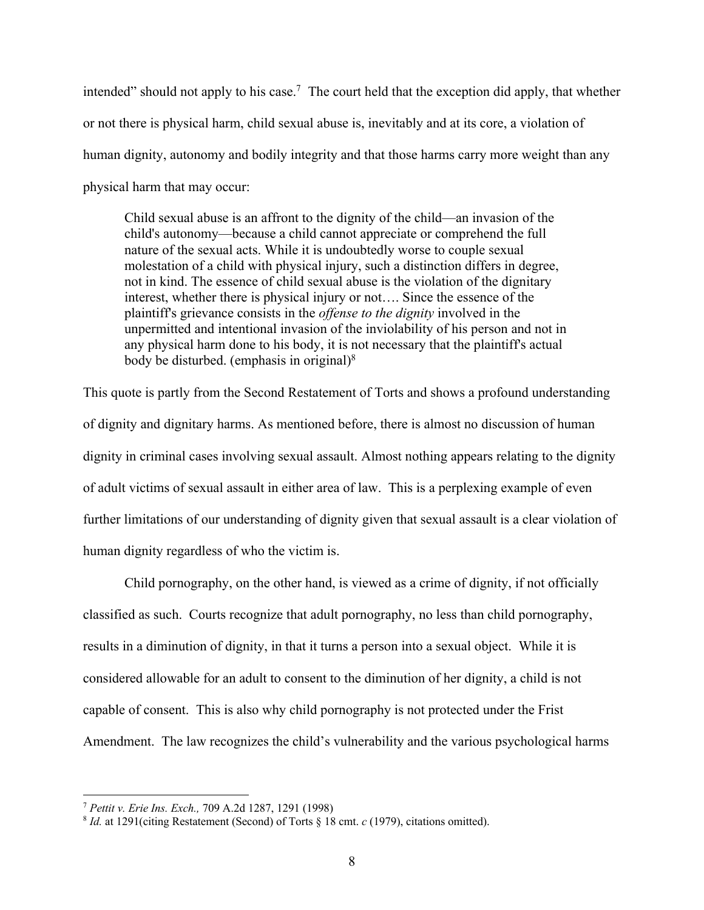intended" should not apply to his case.[7] The court held that the exception did apply, that whether or not there is physical harm, child sexual abuse is, inevitably and at its core, a violation of human dignity, autonomy and bodily integrity and that those harms carry more weight than any physical harm that may occur:

> Child sexual abuse is an affront to the dignity of the child—an invasion of the child's autonomy—because a child cannot appreciate or comprehend the full nature of the sexual acts. While it is undoubtedly worse to couple sexual molestation of a child with physical injury, such a distinction differs in degree, not in kind. The essence of child sexual abuse is the violation of the dignitary interest, whether there is physical injury or not…. Since the essence of the plaintiff's grievance consists in the *offense to the dignity* involved in the unpermitted and intentional invasion of the inviolability of his person and not in any physical harm done to his body, it is not necessary that the plaintiff's actual body be disturbed. (emphasis in original)[8]

This quote is partly from the Second Restatement of Torts and shows a profound understanding of dignity and dignitary harms. As mentioned before, there is almost no discussion of human dignity in criminal cases involving sexual assault. Almost nothing appears relating to the dignity of adult victims of sexual assault in either area of law. This is a perplexing example of even further limitations of our understanding of dignity given that sexual assault is a clear violation of human dignity regardless of who the victim is.

Child pornography, on the other hand, is viewed as a crime of dignity, if not officially classified as such. Courts recognize that adult pornography, no less than child pornography, results in a diminution of dignity, in that it turns a person into a sexual object. While it is considered allowable for an adult to consent to the diminution of her dignity, a child is not capable of consent. This is also why child pornography is not protected under the Frist Amendment. The law recognizes the child's vulnerability and the various psychological harms

---

[7] *Pettit v. Erie Ins. Exch.,* 709 A.2d 1287, 1291 (1998)

[8] *Id.* at 1291(citing Restatement (Second) of Torts § 18 cmt. *c* (1979), citations omitted).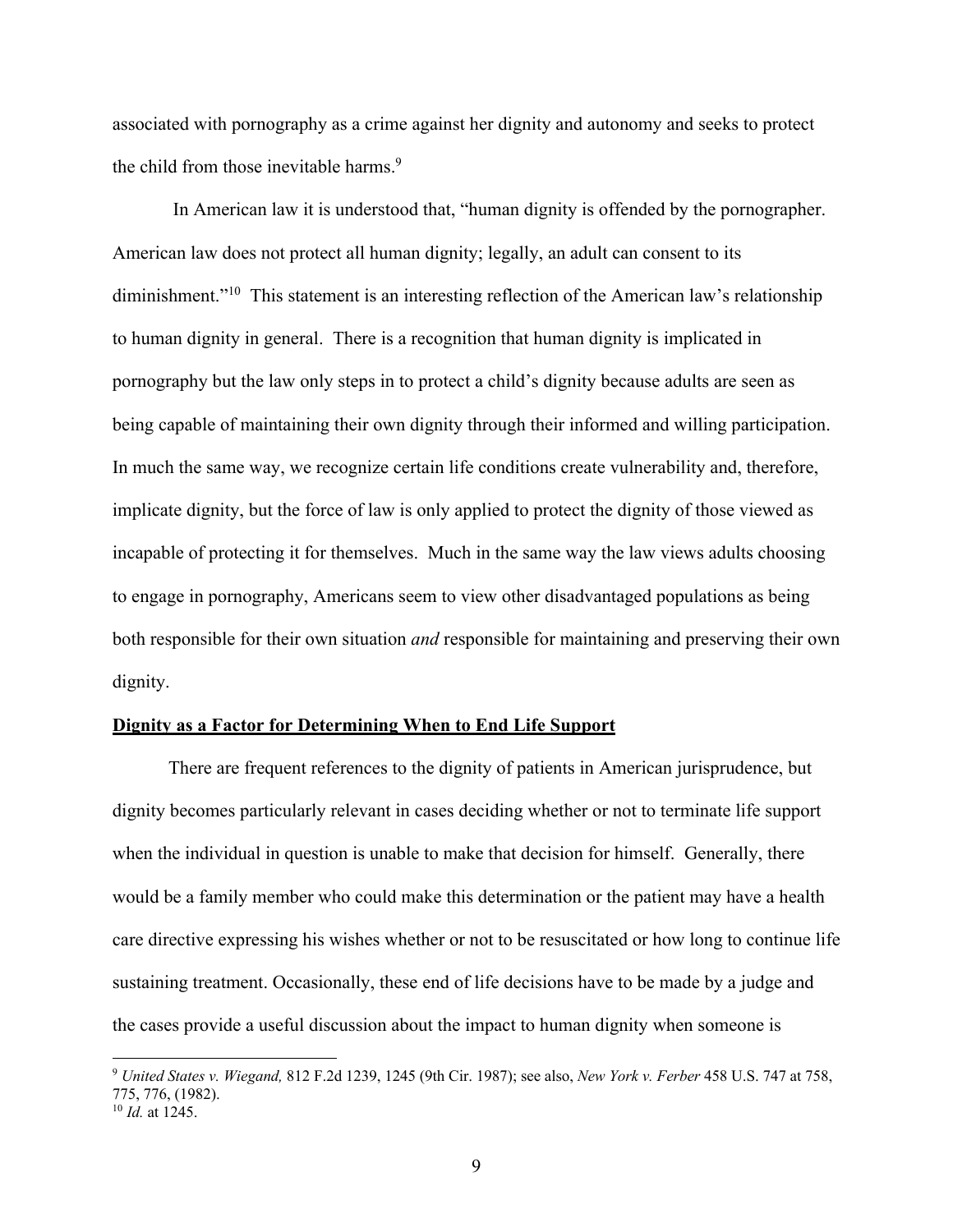associated with pornography as a crime against her dignity and autonomy and seeks to protect the child from those inevitable harms.[9]

In American law it is understood that, "human dignity is offended by the pornographer. American law does not protect all human dignity; legally, an adult can consent to its diminishment."[10] This statement is an interesting reflection of the American law's relationship to human dignity in general. There is a recognition that human dignity is implicated in pornography but the law only steps in to protect a child's dignity because adults are seen as being capable of maintaining their own dignity through their informed and willing participation. In much the same way, we recognize certain life conditions create vulnerability and, therefore, implicate dignity, but the force of law is only applied to protect the dignity of those viewed as incapable of protecting it for themselves. Much in the same way the law views adults choosing to engage in pornography, Americans seem to view other disadvantaged populations as being both responsible for their own situation *and* responsible for maintaining and preserving their own dignity.

**Dignity as a Factor for Determining When to End Life Support**

There are frequent references to the dignity of patients in American jurisprudence, but dignity becomes particularly relevant in cases deciding whether or not to terminate life support when the individual in question is unable to make that decision for himself. Generally, there would be a family member who could make this determination or the patient may have a health care directive expressing his wishes whether or not to be resuscitated or how long to continue life sustaining treatment. Occasionally, these end of life decisions have to be made by a judge and the cases provide a useful discussion about the impact to human dignity when someone is

---

[9] *United States v. Wiegand,* 812 F.2d 1239, 1245 (9th Cir. 1987); see also, *New York v. Ferber* 458 U.S. 747 at 758, 775, 776, (1982).

[10] *Id.* at 1245.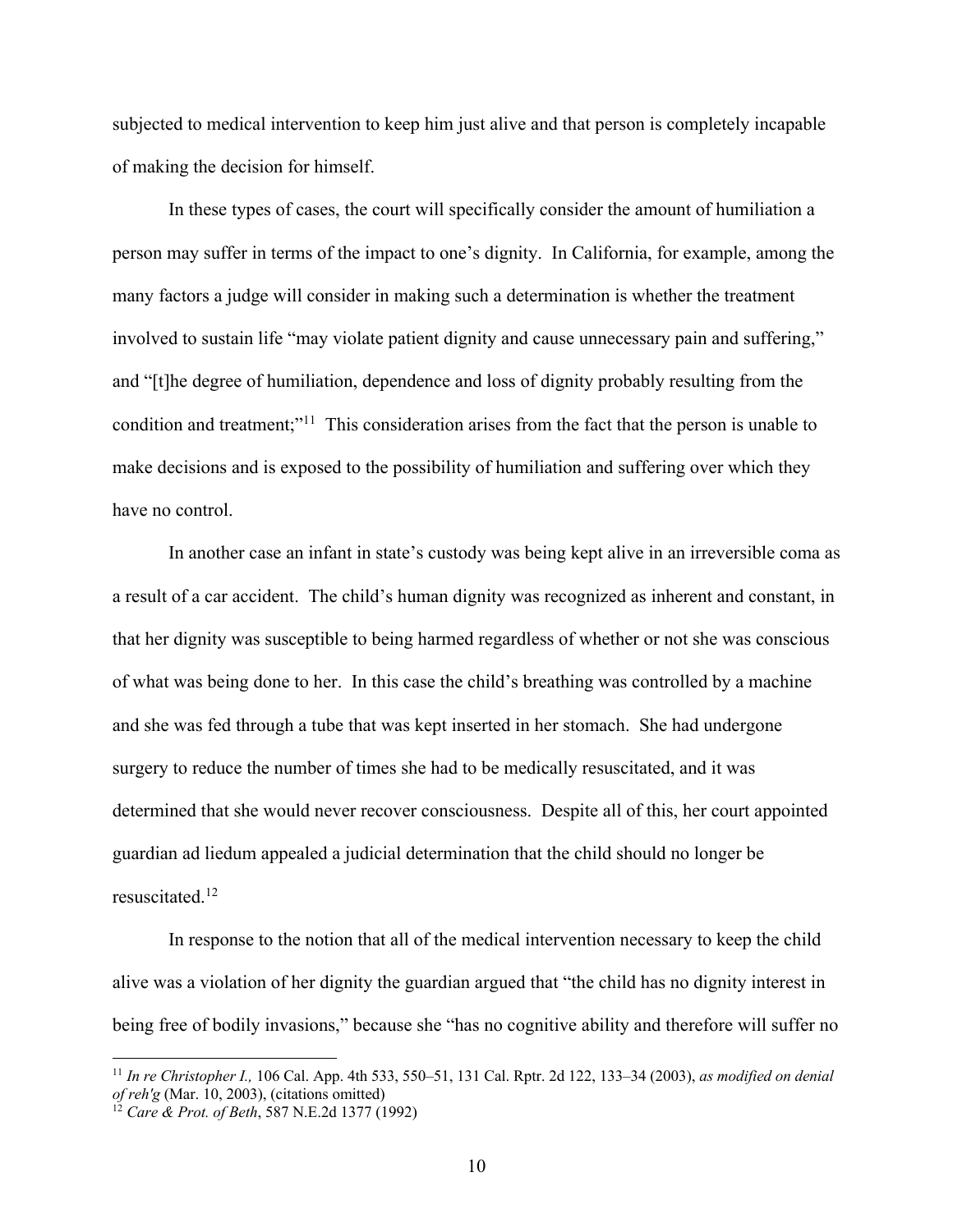subjected to medical intervention to keep him just alive and that person is completely incapable of making the decision for himself.

In these types of cases, the court will specifically consider the amount of humiliation a person may suffer in terms of the impact to one's dignity. In California, for example, among the many factors a judge will consider in making such a determination is whether the treatment involved to sustain life "may violate patient dignity and cause unnecessary pain and suffering," and "[t]he degree of humiliation, dependence and loss of dignity probably resulting from the condition and treatment;"[11] This consideration arises from the fact that the person is unable to make decisions and is exposed to the possibility of humiliation and suffering over which they have no control.

In another case an infant in state's custody was being kept alive in an irreversible coma as a result of a car accident. The child's human dignity was recognized as inherent and constant, in that her dignity was susceptible to being harmed regardless of whether or not she was conscious of what was being done to her. In this case the child's breathing was controlled by a machine and she was fed through a tube that was kept inserted in her stomach. She had undergone surgery to reduce the number of times she had to be medically resuscitated, and it was determined that she would never recover consciousness. Despite all of this, her court appointed guardian ad liedum appealed a judicial determination that the child should no longer be resuscitated.[12]

In response to the notion that all of the medical intervention necessary to keep the child alive was a violation of her dignity the guardian argued that "the child has no dignity interest in being free of bodily invasions," because she "has no cognitive ability and therefore will suffer no

---

[11] *In re Christopher I.,* 106 Cal. App. 4th 533, 550–51, 131 Cal. Rptr. 2d 122, 133–34 (2003), *as modified on denial of reh'g* (Mar. 10, 2003), (citations omitted)

[12] *Care & Prot. of Beth*, 587 N.E.2d 1377 (1992)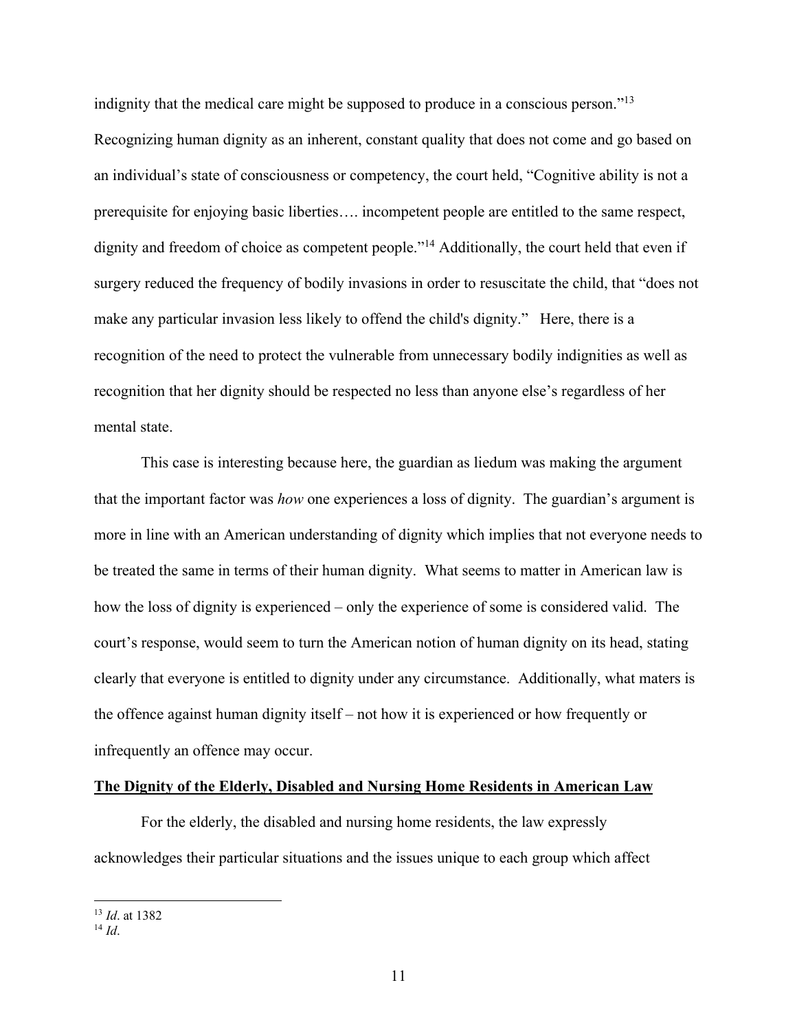indignity that the medical care might be supposed to produce in a conscious person."[13] Recognizing human dignity as an inherent, constant quality that does not come and go based on an individual's state of consciousness or competency, the court held, "Cognitive ability is not a prerequisite for enjoying basic liberties…. incompetent people are entitled to the same respect, dignity and freedom of choice as competent people."[14] Additionally, the court held that even if surgery reduced the frequency of bodily invasions in order to resuscitate the child, that "does not make any particular invasion less likely to offend the child's dignity." Here, there is a recognition of the need to protect the vulnerable from unnecessary bodily indignities as well as recognition that her dignity should be respected no less than anyone else's regardless of her mental state.

This case is interesting because here, the guardian as liedum was making the argument that the important factor was *how* one experiences a loss of dignity. The guardian's argument is more in line with an American understanding of dignity which implies that not everyone needs to be treated the same in terms of their human dignity. What seems to matter in American law is how the loss of dignity is experienced – only the experience of some is considered valid. The court's response, would seem to turn the American notion of human dignity on its head, stating clearly that everyone is entitled to dignity under any circumstance. Additionally, what maters is the offence against human dignity itself – not how it is experienced or how frequently or infrequently an offence may occur.

**The Dignity of the Elderly, Disabled and Nursing Home Residents in American Law**

For the elderly, the disabled and nursing home residents, the law expressly acknowledges their particular situations and the issues unique to each group which affect

[13] *Id*. at 1382

[14] *Id*.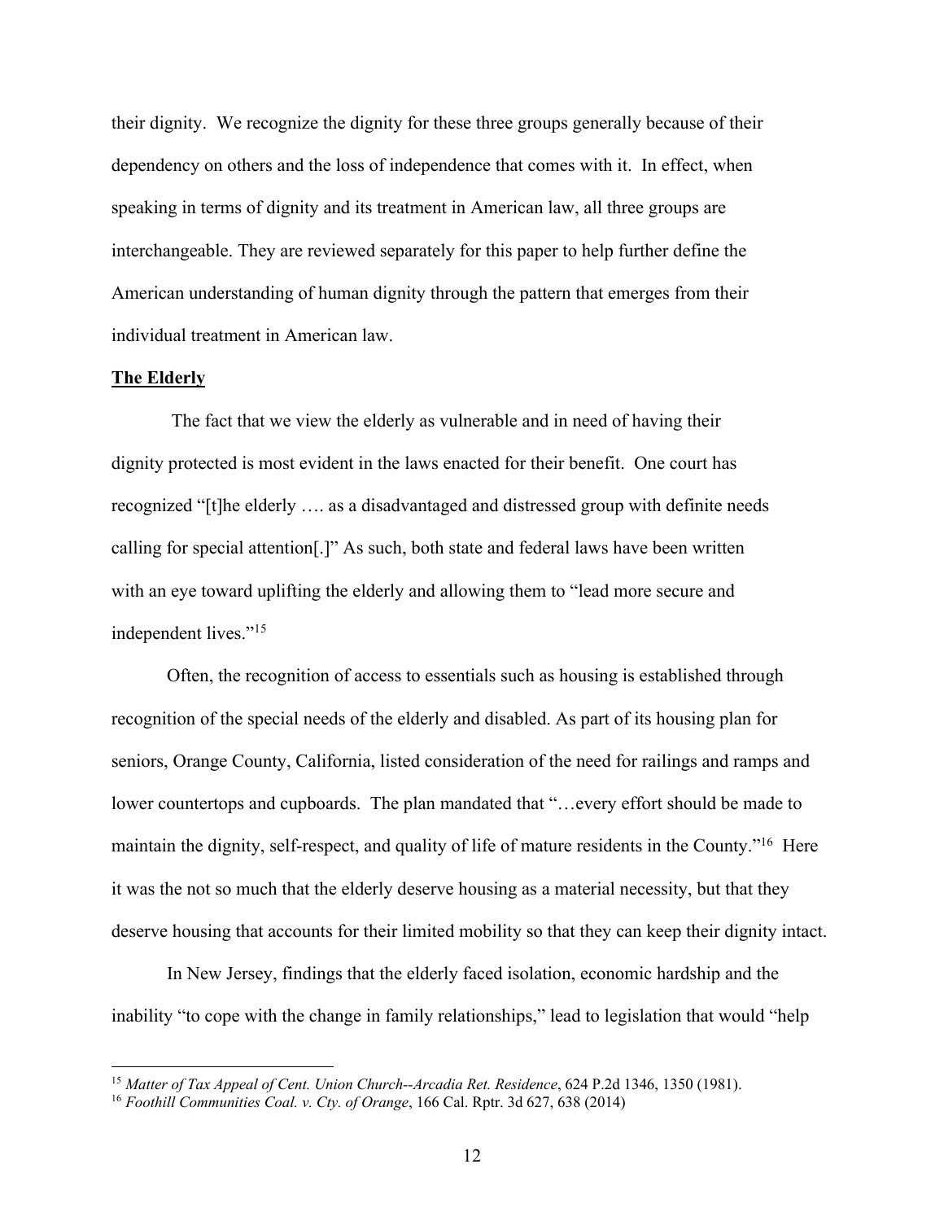their dignity. We recognize the dignity for these three groups generally because of their dependency on others and the loss of independence that comes with it. In effect, when speaking in terms of dignity and its treatment in American law, all three groups are interchangeable. They are reviewed separately for this paper to help further define the American understanding of human dignity through the pattern that emerges from their individual treatment in American law.

**The Elderly**

The fact that we view the elderly as vulnerable and in need of having their dignity protected is most evident in the laws enacted for their benefit. One court has recognized "[t]he elderly …. as a disadvantaged and distressed group with definite needs calling for special attention[.]" As such, both state and federal laws have been written with an eye toward uplifting the elderly and allowing them to "lead more secure and independent lives."[15]

Often, the recognition of access to essentials such as housing is established through recognition of the special needs of the elderly and disabled. As part of its housing plan for seniors, Orange County, California, listed consideration of the need for railings and ramps and lower countertops and cupboards. The plan mandated that "…every effort should be made to maintain the dignity, self-respect, and quality of life of mature residents in the County."[16] Here it was the not so much that the elderly deserve housing as a material necessity, but that they deserve housing that accounts for their limited mobility so that they can keep their dignity intact.

In New Jersey, findings that the elderly faced isolation, economic hardship and the inability "to cope with the change in family relationships," lead to legislation that would "help

---

[15] *Matter of Tax Appeal of Cent. Union Church--Arcadia Ret. Residence*, 624 P.2d 1346, 1350 (1981).

[16] *Foothill Communities Coal. v. Cty. of Orange*, 166 Cal. Rptr. 3d 627, 638 (2014)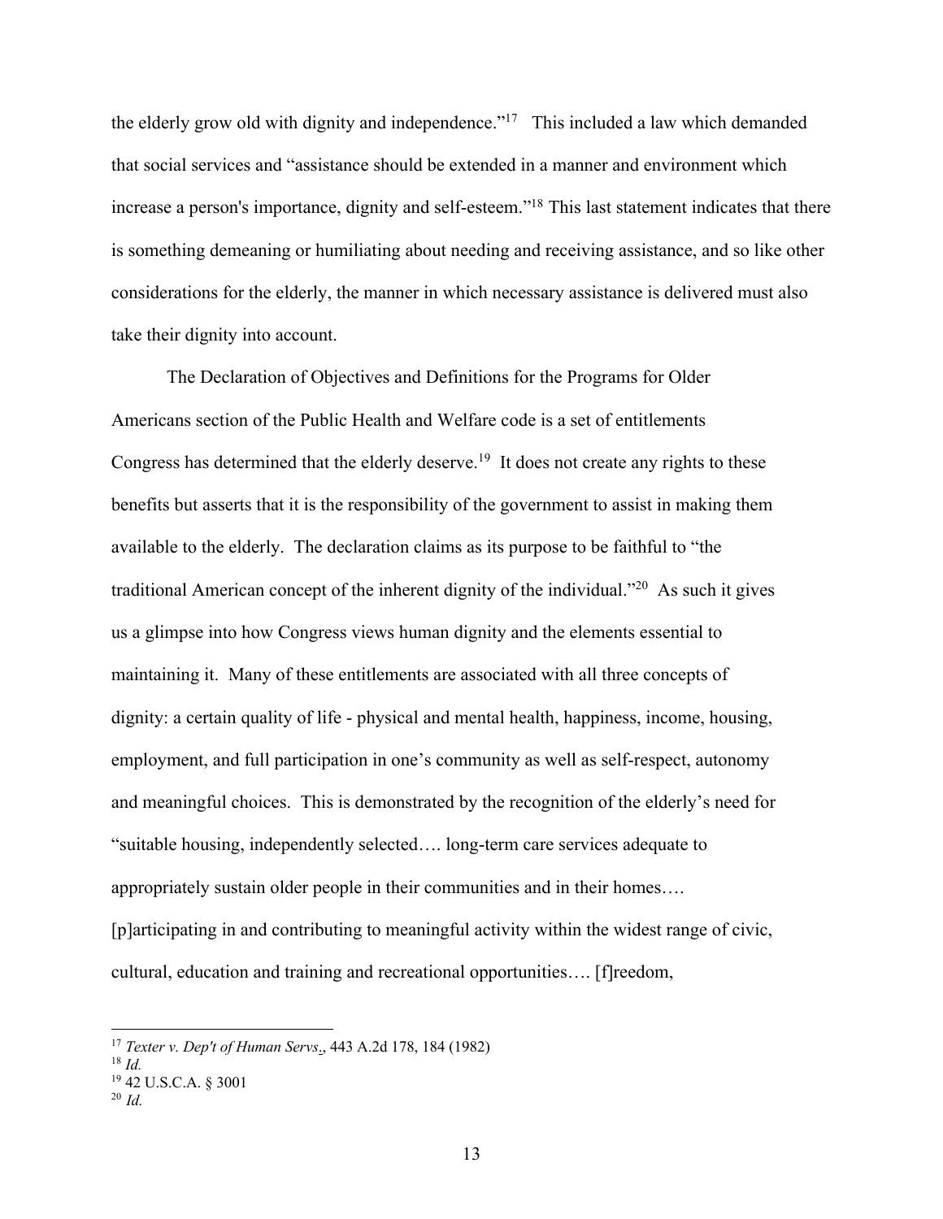the elderly grow old with dignity and independence."[17] This included a law which demanded that social services and "assistance should be extended in a manner and environment which increase a person's importance, dignity and self-esteem."[18] This last statement indicates that there is something demeaning or humiliating about needing and receiving assistance, and so like other considerations for the elderly, the manner in which necessary assistance is delivered must also take their dignity into account.

The Declaration of Objectives and Definitions for the Programs for Older Americans section of the Public Health and Welfare code is a set of entitlements Congress has determined that the elderly deserve.[19] It does not create any rights to these benefits but asserts that it is the responsibility of the government to assist in making them available to the elderly. The declaration claims as its purpose to be faithful to "the traditional American concept of the inherent dignity of the individual."[20] As such it gives us a glimpse into how Congress views human dignity and the elements essential to maintaining it. Many of these entitlements are associated with all three concepts of dignity: a certain quality of life - physical and mental health, happiness, income, housing, employment, and full participation in one's community as well as self-respect, autonomy and meaningful choices. This is demonstrated by the recognition of the elderly's need for "suitable housing, independently selected…. long-term care services adequate to appropriately sustain older people in their communities and in their homes…. [p]articipating in and contributing to meaningful activity within the widest range of civic, cultural, education and training and recreational opportunities…. [f]reedom,

---

[17] *Texter v. Dep't of Human Servs.*, 443 A.2d 178, 184 (1982)
[18] *Id.*
[19] 42 U.S.C.A. § 3001
[20] *Id.*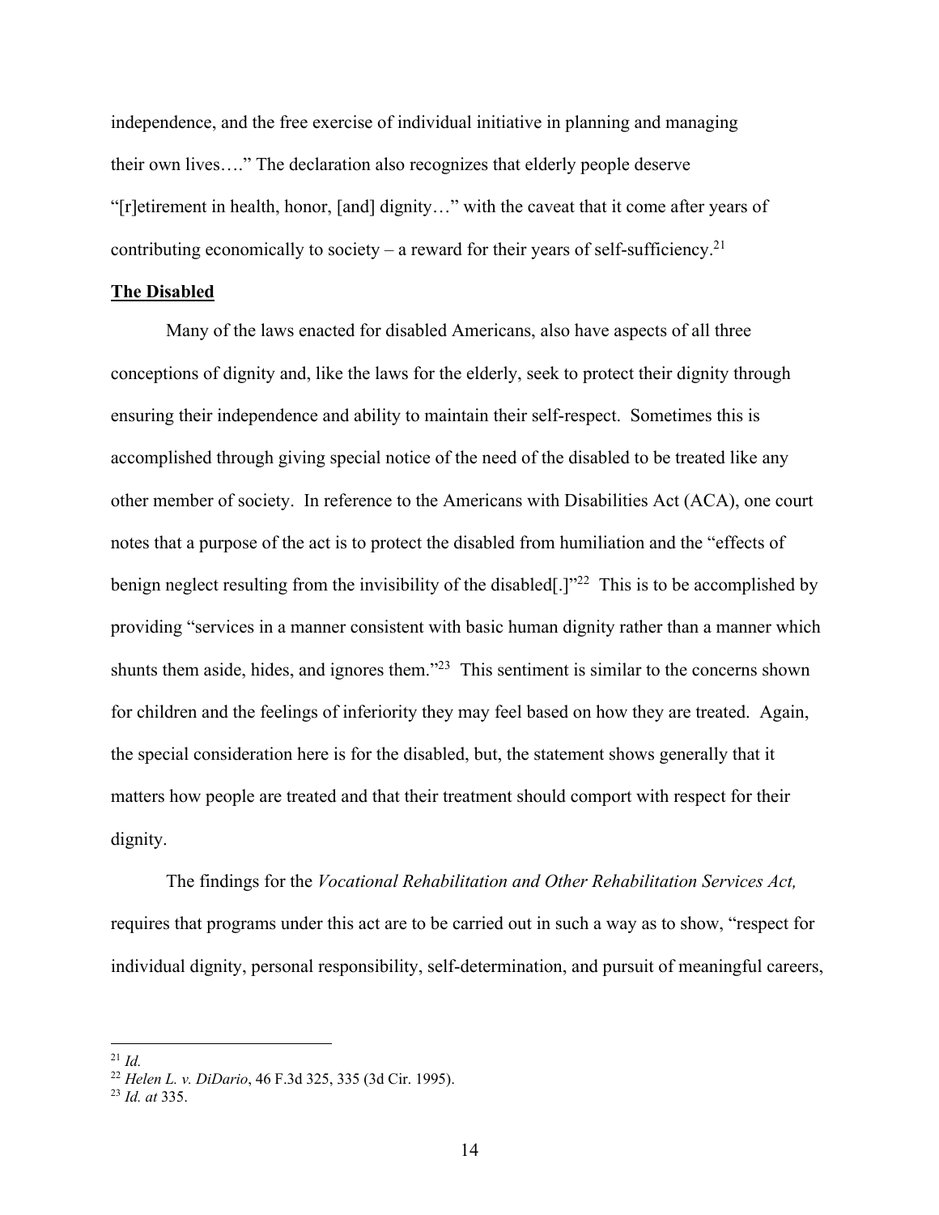independence, and the free exercise of individual initiative in planning and managing their own lives…." The declaration also recognizes that elderly people deserve "[r]etirement in health, honor, [and] dignity…" with the caveat that it come after years of contributing economically to society – a reward for their years of self-sufficiency.[21]

**The Disabled**

Many of the laws enacted for disabled Americans, also have aspects of all three conceptions of dignity and, like the laws for the elderly, seek to protect their dignity through ensuring their independence and ability to maintain their self-respect. Sometimes this is accomplished through giving special notice of the need of the disabled to be treated like any other member of society. In reference to the Americans with Disabilities Act (ACA), one court notes that a purpose of the act is to protect the disabled from humiliation and the "effects of benign neglect resulting from the invisibility of the disabled[.]"[22] This is to be accomplished by providing "services in a manner consistent with basic human dignity rather than a manner which shunts them aside, hides, and ignores them."[23] This sentiment is similar to the concerns shown for children and the feelings of inferiority they may feel based on how they are treated. Again, the special consideration here is for the disabled, but, the statement shows generally that it matters how people are treated and that their treatment should comport with respect for their dignity.

The findings for the *Vocational Rehabilitation and Other Rehabilitation Services Act,* requires that programs under this act are to be carried out in such a way as to show, "respect for individual dignity, personal responsibility, self-determination, and pursuit of meaningful careers,

---

[21] *Id.*

[22] *Helen L. v. DiDario*, 46 F.3d 325, 335 (3d Cir. 1995).

[23] *Id. at* 335.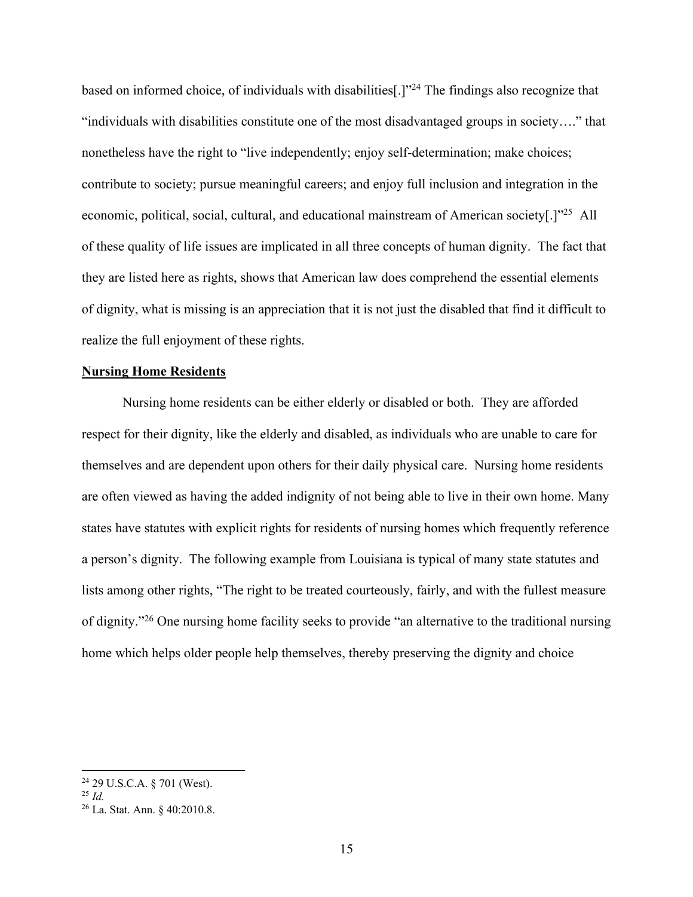based on informed choice, of individuals with disabilities[.]"[24] The findings also recognize that "individuals with disabilities constitute one of the most disadvantaged groups in society…." that nonetheless have the right to "live independently; enjoy self-determination; make choices; contribute to society; pursue meaningful careers; and enjoy full inclusion and integration in the economic, political, social, cultural, and educational mainstream of American society[.]"[25] All of these quality of life issues are implicated in all three concepts of human dignity. The fact that they are listed here as rights, shows that American law does comprehend the essential elements of dignity, what is missing is an appreciation that it is not just the disabled that find it difficult to realize the full enjoyment of these rights.

**Nursing Home Residents**

Nursing home residents can be either elderly or disabled or both. They are afforded respect for their dignity, like the elderly and disabled, as individuals who are unable to care for themselves and are dependent upon others for their daily physical care. Nursing home residents are often viewed as having the added indignity of not being able to live in their own home. Many states have statutes with explicit rights for residents of nursing homes which frequently reference a person's dignity. The following example from Louisiana is typical of many state statutes and lists among other rights, "The right to be treated courteously, fairly, and with the fullest measure of dignity."[26] One nursing home facility seeks to provide "an alternative to the traditional nursing home which helps older people help themselves, thereby preserving the dignity and choice

---

[24] 29 U.S.C.A. § 701 (West).

[25] *Id.*

[26] La. Stat. Ann. § 40:2010.8.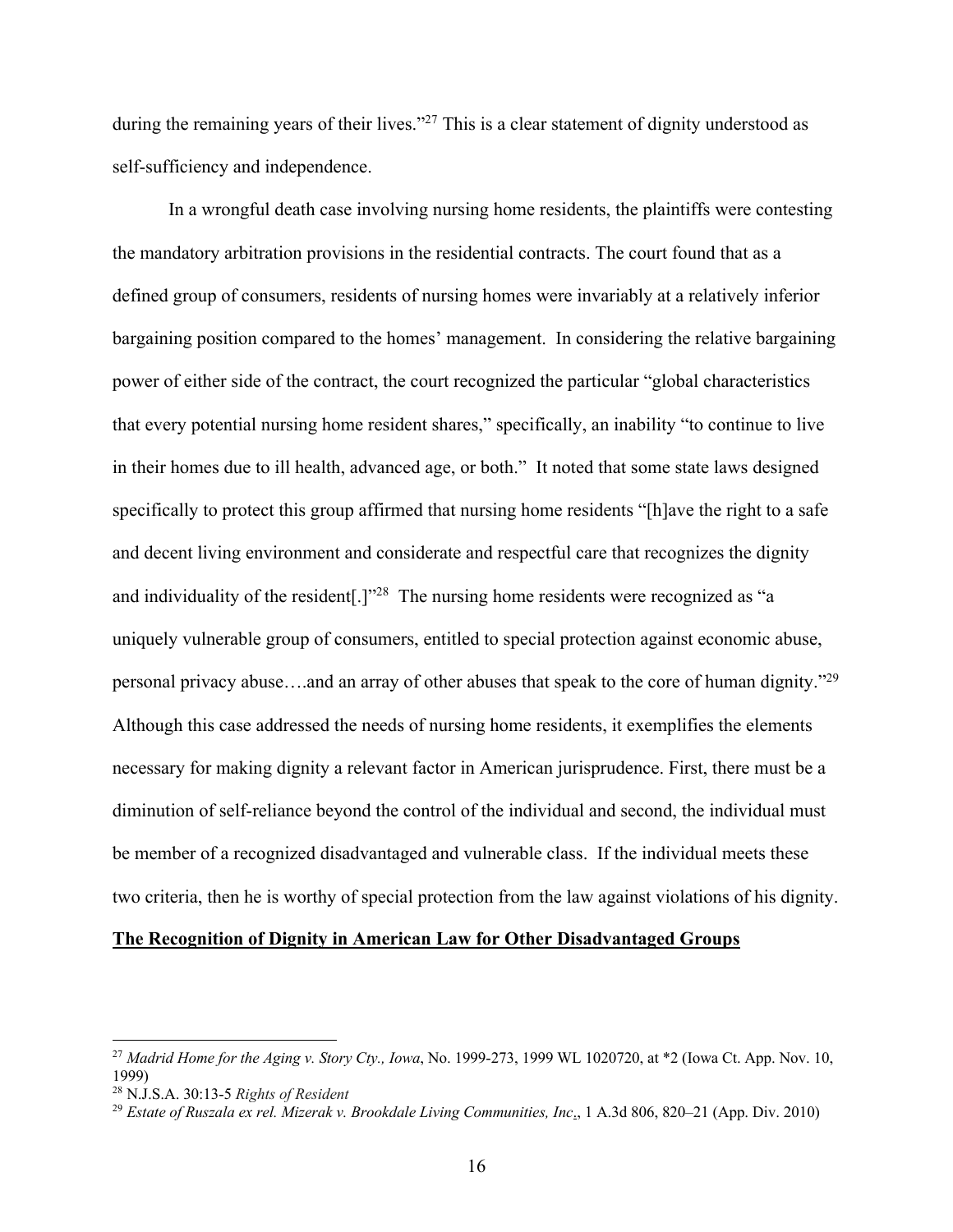during the remaining years of their lives."[27] This is a clear statement of dignity understood as self-sufficiency and independence.

In a wrongful death case involving nursing home residents, the plaintiffs were contesting the mandatory arbitration provisions in the residential contracts. The court found that as a defined group of consumers, residents of nursing homes were invariably at a relatively inferior bargaining position compared to the homes' management. In considering the relative bargaining power of either side of the contract, the court recognized the particular "global characteristics that every potential nursing home resident shares," specifically, an inability "to continue to live in their homes due to ill health, advanced age, or both." It noted that some state laws designed specifically to protect this group affirmed that nursing home residents "[h]ave the right to a safe and decent living environment and considerate and respectful care that recognizes the dignity and individuality of the resident[.]"[28] The nursing home residents were recognized as "a uniquely vulnerable group of consumers, entitled to special protection against economic abuse, personal privacy abuse….and an array of other abuses that speak to the core of human dignity."[29] Although this case addressed the needs of nursing home residents, it exemplifies the elements necessary for making dignity a relevant factor in American jurisprudence. First, there must be a diminution of self-reliance beyond the control of the individual and second, the individual must be member of a recognized disadvantaged and vulnerable class. If the individual meets these two criteria, then he is worthy of special protection from the law against violations of his dignity.

**The Recognition of Dignity in American Law for Other Disadvantaged Groups**

---

[27] *Madrid Home for the Aging v. Story Cty., Iowa*, No. 1999-273, 1999 WL 1020720, at *2 (Iowa Ct. App. Nov. 10, 1999)

[28] N.J.S.A. 30:13-5 *Rights of Resident*

[29] *Estate of Ruszala ex rel. Mizerak v. Brookdale Living Communities, Inc*., 1 A.3d 806, 820–21 (App. Div. 2010)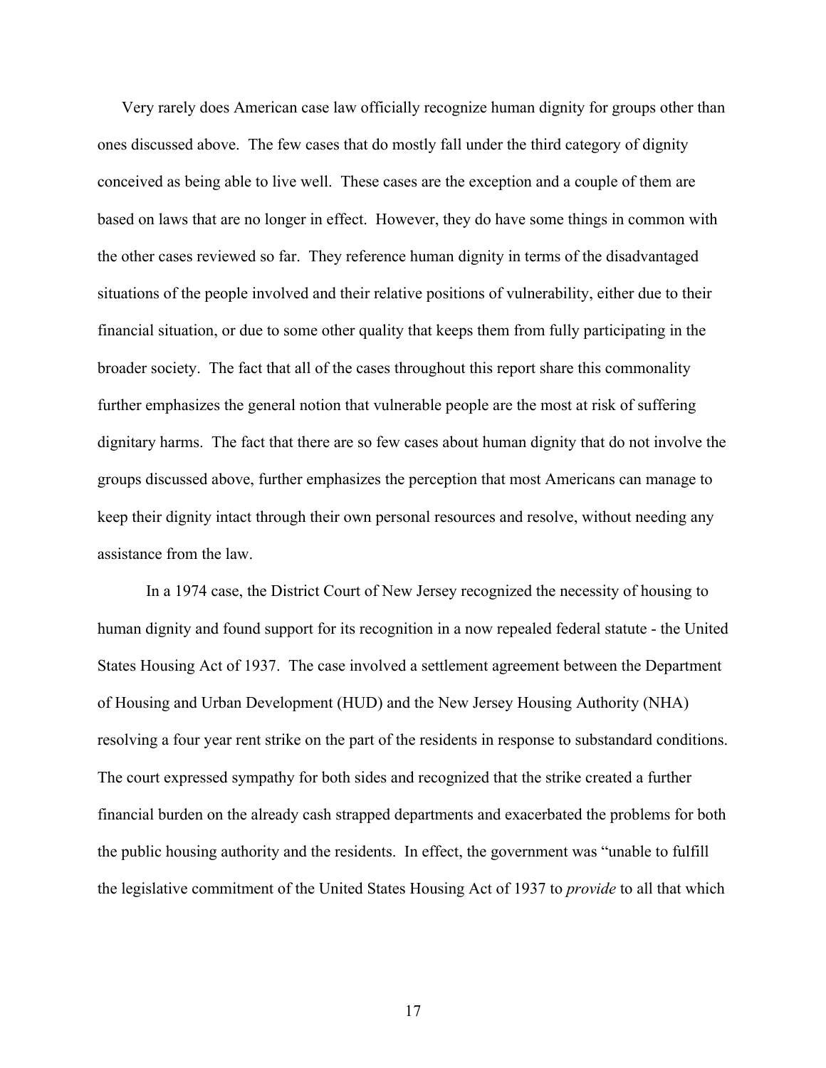Very rarely does American case law officially recognize human dignity for groups other than ones discussed above. The few cases that do mostly fall under the third category of dignity conceived as being able to live well. These cases are the exception and a couple of them are based on laws that are no longer in effect. However, they do have some things in common with the other cases reviewed so far. They reference human dignity in terms of the disadvantaged situations of the people involved and their relative positions of vulnerability, either due to their financial situation, or due to some other quality that keeps them from fully participating in the broader society. The fact that all of the cases throughout this report share this commonality further emphasizes the general notion that vulnerable people are the most at risk of suffering dignitary harms. The fact that there are so few cases about human dignity that do not involve the groups discussed above, further emphasizes the perception that most Americans can manage to keep their dignity intact through their own personal resources and resolve, without needing any assistance from the law.

In a 1974 case, the District Court of New Jersey recognized the necessity of housing to human dignity and found support for its recognition in a now repealed federal statute - the United States Housing Act of 1937. The case involved a settlement agreement between the Department of Housing and Urban Development (HUD) and the New Jersey Housing Authority (NHA) resolving a four year rent strike on the part of the residents in response to substandard conditions. The court expressed sympathy for both sides and recognized that the strike created a further financial burden on the already cash strapped departments and exacerbated the problems for both the public housing authority and the residents. In effect, the government was "unable to fulfill the legislative commitment of the United States Housing Act of 1937 to *provide* to all that which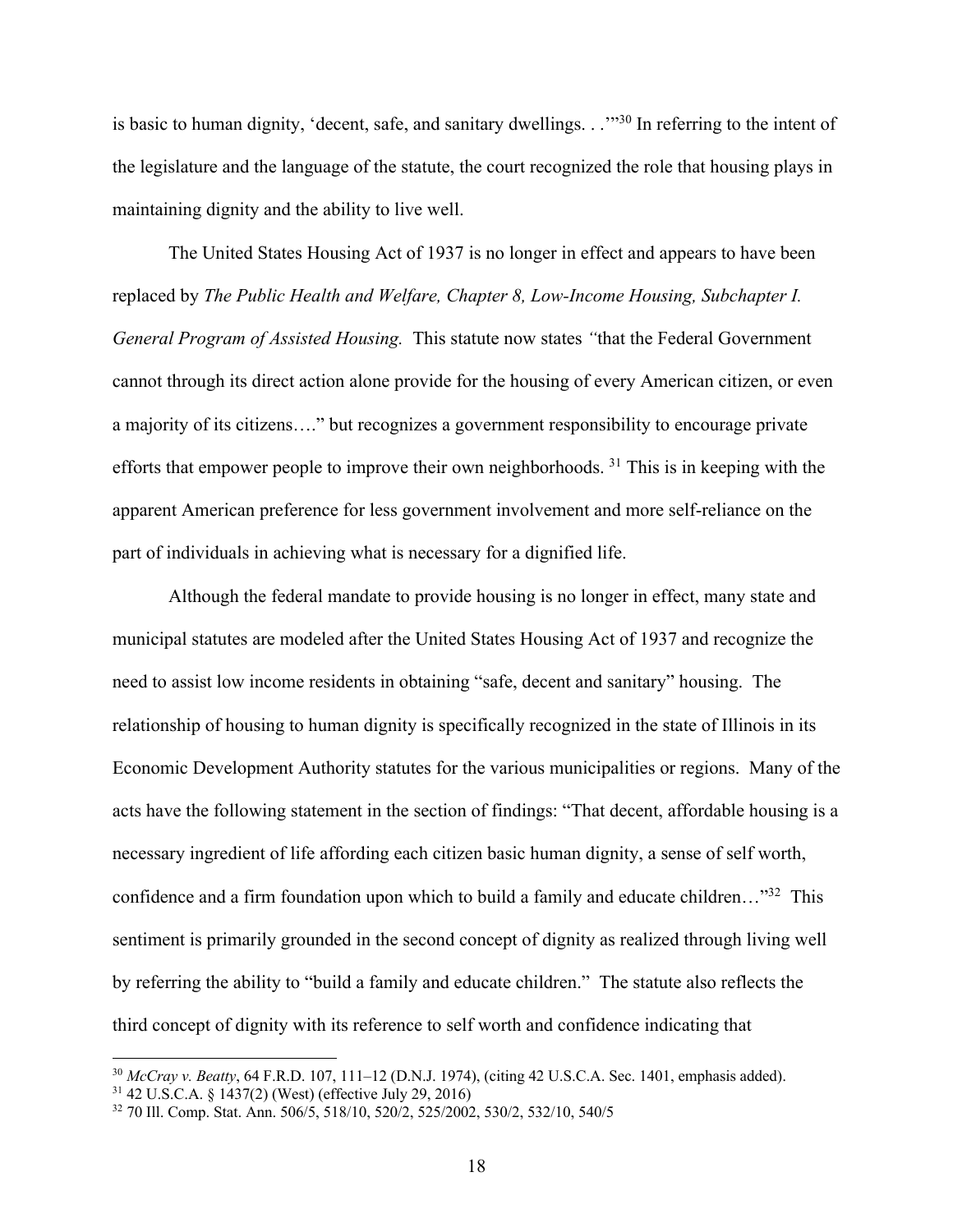is basic to human dignity, 'decent, safe, and sanitary dwellings. . .'"[30] In referring to the intent of the legislature and the language of the statute, the court recognized the role that housing plays in maintaining dignity and the ability to live well.

The United States Housing Act of 1937 is no longer in effect and appears to have been replaced by *The Public Health and Welfare, Chapter 8, Low-Income Housing, Subchapter I. General Program of Assisted Housing.* This statute now states *"*that the Federal Government cannot through its direct action alone provide for the housing of every American citizen, or even a majority of its citizens…." but recognizes a government responsibility to encourage private efforts that empower people to improve their own neighborhoods. [31] This is in keeping with the apparent American preference for less government involvement and more self-reliance on the part of individuals in achieving what is necessary for a dignified life.

Although the federal mandate to provide housing is no longer in effect, many state and municipal statutes are modeled after the United States Housing Act of 1937 and recognize the need to assist low income residents in obtaining "safe, decent and sanitary" housing. The relationship of housing to human dignity is specifically recognized in the state of Illinois in its Economic Development Authority statutes for the various municipalities or regions. Many of the acts have the following statement in the section of findings: "That decent, affordable housing is a necessary ingredient of life affording each citizen basic human dignity, a sense of self worth, confidence and a firm foundation upon which to build a family and educate children…"[32] This sentiment is primarily grounded in the second concept of dignity as realized through living well by referring the ability to "build a family and educate children." The statute also reflects the third concept of dignity with its reference to self worth and confidence indicating that

---

[30] *McCray v. Beatty*, 64 F.R.D. 107, 111–12 (D.N.J. 1974), (citing 42 U.S.C.A. Sec. 1401, emphasis added).

[31] 42 U.S.C.A. § 1437(2) (West) (effective July 29, 2016)

[32] 70 Ill. Comp. Stat. Ann. 506/5, 518/10, 520/2, 525/2002, 530/2, 532/10, 540/5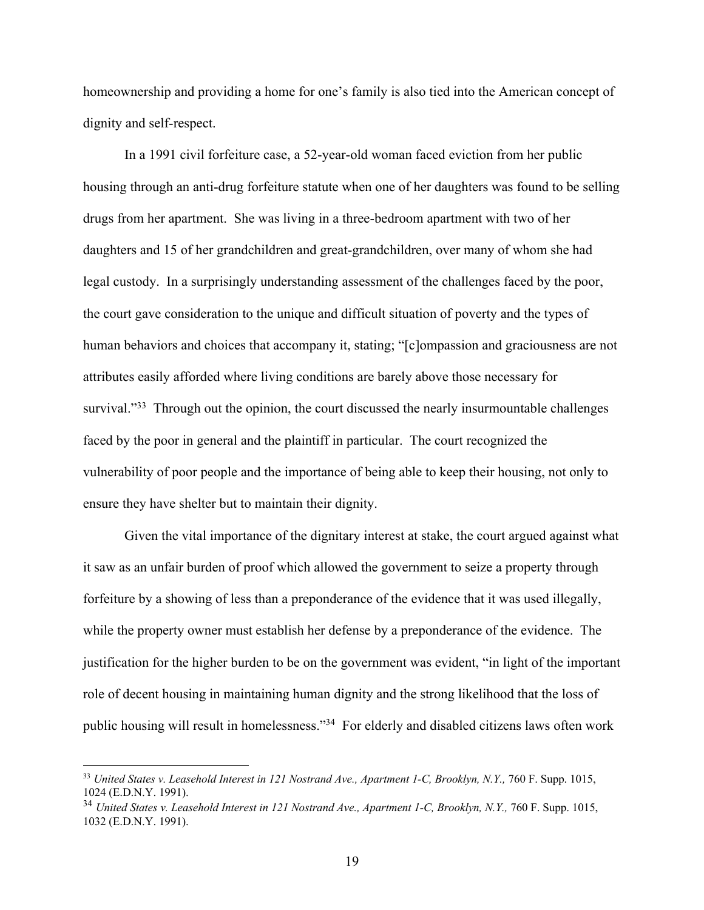homeownership and providing a home for one's family is also tied into the American concept of dignity and self-respect.

In a 1991 civil forfeiture case, a 52-year-old woman faced eviction from her public housing through an anti-drug forfeiture statute when one of her daughters was found to be selling drugs from her apartment. She was living in a three-bedroom apartment with two of her daughters and 15 of her grandchildren and great-grandchildren, over many of whom she had legal custody. In a surprisingly understanding assessment of the challenges faced by the poor, the court gave consideration to the unique and difficult situation of poverty and the types of human behaviors and choices that accompany it, stating; "[c]ompassion and graciousness are not attributes easily afforded where living conditions are barely above those necessary for survival."[33] Through out the opinion, the court discussed the nearly insurmountable challenges faced by the poor in general and the plaintiff in particular. The court recognized the vulnerability of poor people and the importance of being able to keep their housing, not only to ensure they have shelter but to maintain their dignity.

Given the vital importance of the dignitary interest at stake, the court argued against what it saw as an unfair burden of proof which allowed the government to seize a property through forfeiture by a showing of less than a preponderance of the evidence that it was used illegally, while the property owner must establish her defense by a preponderance of the evidence. The justification for the higher burden to be on the government was evident, "in light of the important role of decent housing in maintaining human dignity and the strong likelihood that the loss of public housing will result in homelessness."[34] For elderly and disabled citizens laws often work

---

[33] *United States v. Leasehold Interest in 121 Nostrand Ave., Apartment 1-C, Brooklyn, N.Y.,* 760 F. Supp. 1015, 1024 (E.D.N.Y. 1991).

[34] *United States v. Leasehold Interest in 121 Nostrand Ave., Apartment 1-C, Brooklyn, N.Y.,* 760 F. Supp. 1015, 1032 (E.D.N.Y. 1991).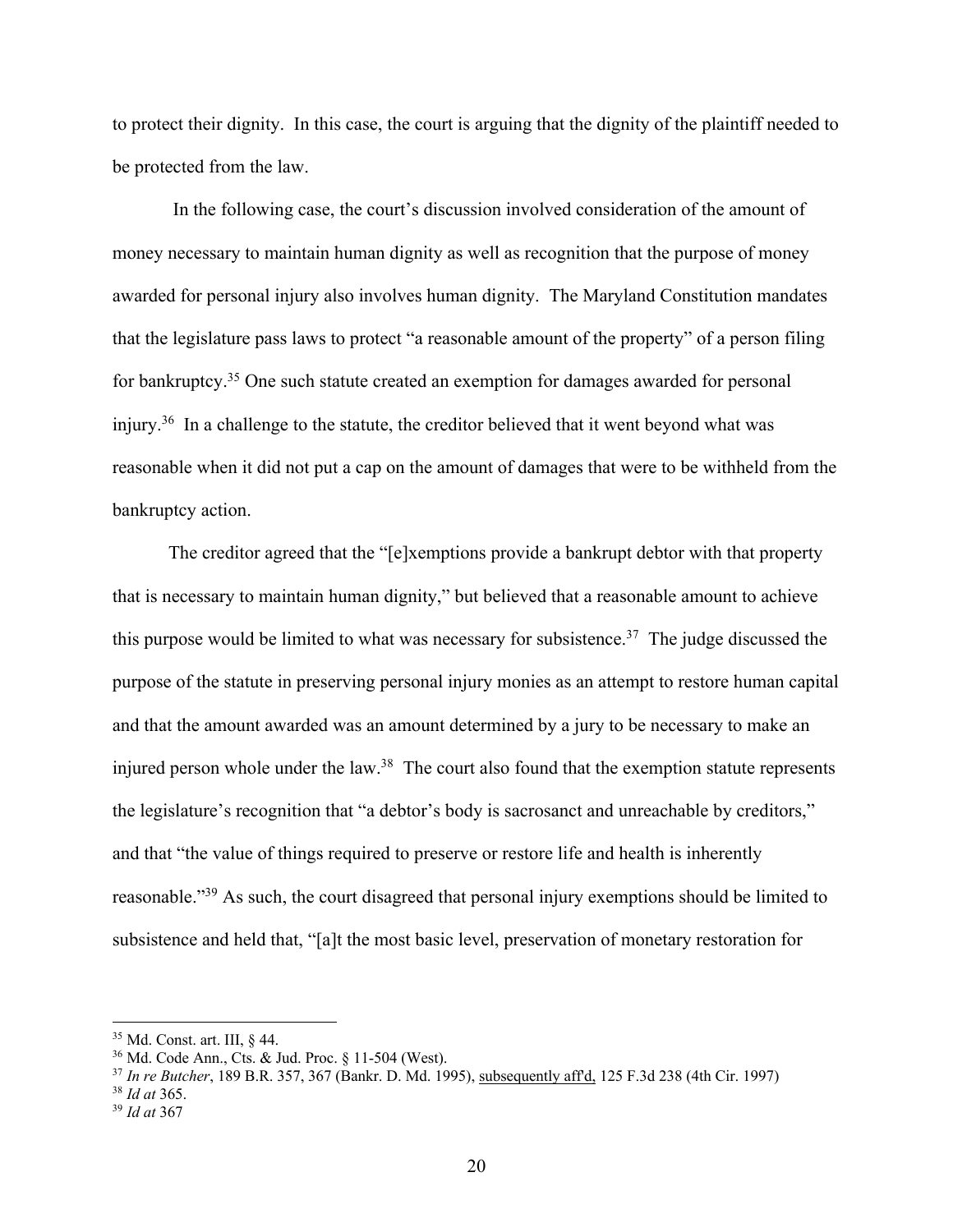to protect their dignity. In this case, the court is arguing that the dignity of the plaintiff needed to be protected from the law.

In the following case, the court's discussion involved consideration of the amount of money necessary to maintain human dignity as well as recognition that the purpose of money awarded for personal injury also involves human dignity. The Maryland Constitution mandates that the legislature pass laws to protect "a reasonable amount of the property" of a person filing for bankruptcy.[35] One such statute created an exemption for damages awarded for personal injury.[36] In a challenge to the statute, the creditor believed that it went beyond what was reasonable when it did not put a cap on the amount of damages that were to be withheld from the bankruptcy action.

The creditor agreed that the "[e]xemptions provide a bankrupt debtor with that property that is necessary to maintain human dignity," but believed that a reasonable amount to achieve this purpose would be limited to what was necessary for subsistence.[37] The judge discussed the purpose of the statute in preserving personal injury monies as an attempt to restore human capital and that the amount awarded was an amount determined by a jury to be necessary to make an injured person whole under the law.[38] The court also found that the exemption statute represents the legislature's recognition that "a debtor's body is sacrosanct and unreachable by creditors," and that "the value of things required to preserve or restore life and health is inherently reasonable."[39] As such, the court disagreed that personal injury exemptions should be limited to subsistence and held that, "[a]t the most basic level, preservation of monetary restoration for

---

[35] Md. Const. art. III, § 44.

[36] Md. Code Ann., Cts. & Jud. Proc. § 11-504 (West).

[37] *In re Butcher*, 189 B.R. 357, 367 (Bankr. D. Md. 1995), subsequently aff'd, 125 F.3d 238 (4th Cir. 1997)

[38] *Id at* 365.

[39] *Id at* 367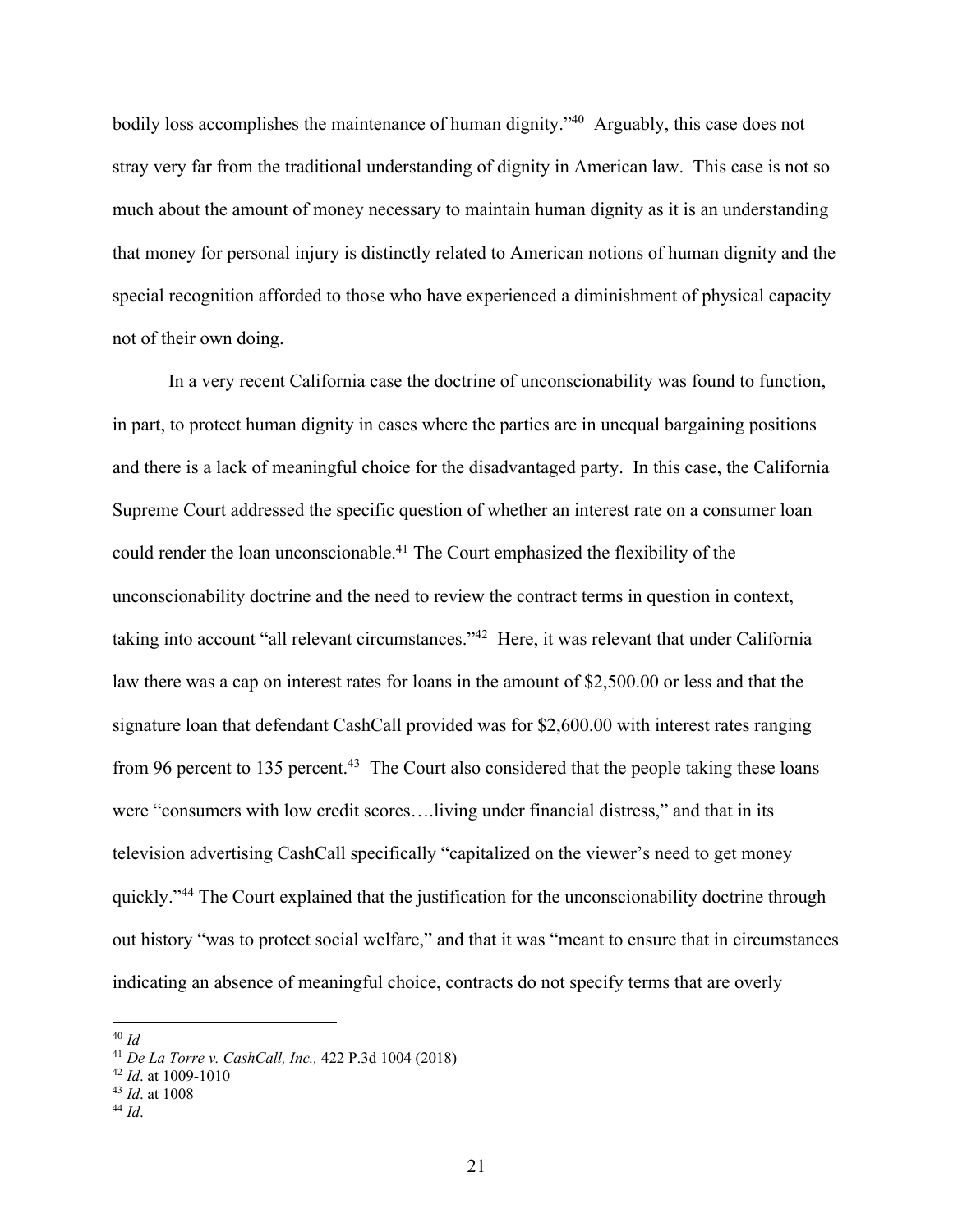bodily loss accomplishes the maintenance of human dignity."[40] Arguably, this case does not stray very far from the traditional understanding of dignity in American law. This case is not so much about the amount of money necessary to maintain human dignity as it is an understanding that money for personal injury is distinctly related to American notions of human dignity and the special recognition afforded to those who have experienced a diminishment of physical capacity not of their own doing.

In a very recent California case the doctrine of unconscionability was found to function, in part, to protect human dignity in cases where the parties are in unequal bargaining positions and there is a lack of meaningful choice for the disadvantaged party. In this case, the California Supreme Court addressed the specific question of whether an interest rate on a consumer loan could render the loan unconscionable.[41] The Court emphasized the flexibility of the unconscionability doctrine and the need to review the contract terms in question in context, taking into account "all relevant circumstances."[42] Here, it was relevant that under California law there was a cap on interest rates for loans in the amount of $2,500.00 or less and that the signature loan that defendant CashCall provided was for $2,600.00 with interest rates ranging from 96 percent to 135 percent.[43] The Court also considered that the people taking these loans were "consumers with low credit scores….living under financial distress," and that in its television advertising CashCall specifically "capitalized on the viewer's need to get money quickly."[44] The Court explained that the justification for the unconscionability doctrine through out history "was to protect social welfare," and that it was "meant to ensure that in circumstances indicating an absence of meaningful choice, contracts do not specify terms that are overly

---

[40] *Id*

[41] *De La Torre v. CashCall, Inc.,* 422 P.3d 1004 (2018)

[42] *Id*. at 1009-1010

[43] *Id*. at 1008

[44] *Id*.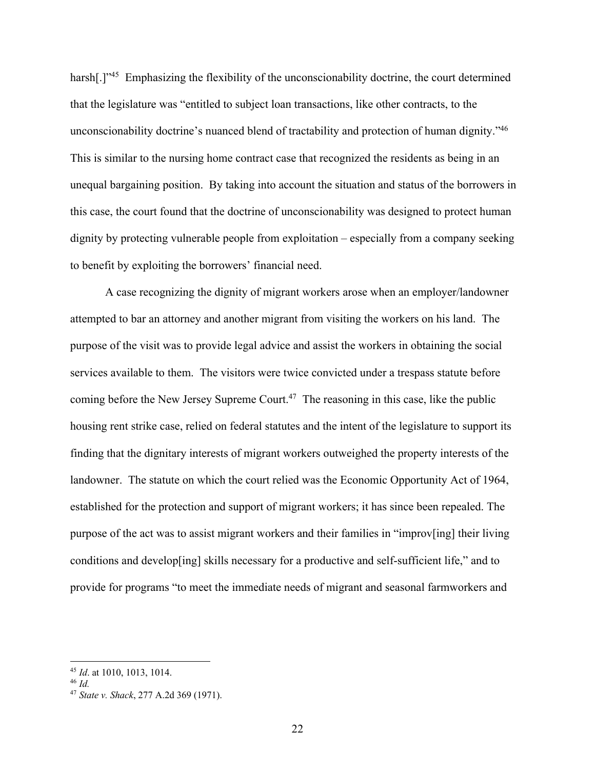harsh[.]"[45] Emphasizing the flexibility of the unconscionability doctrine, the court determined that the legislature was "entitled to subject loan transactions, like other contracts, to the unconscionability doctrine's nuanced blend of tractability and protection of human dignity."[46] This is similar to the nursing home contract case that recognized the residents as being in an unequal bargaining position. By taking into account the situation and status of the borrowers in this case, the court found that the doctrine of unconscionability was designed to protect human dignity by protecting vulnerable people from exploitation – especially from a company seeking to benefit by exploiting the borrowers' financial need.

A case recognizing the dignity of migrant workers arose when an employer/landowner attempted to bar an attorney and another migrant from visiting the workers on his land. The purpose of the visit was to provide legal advice and assist the workers in obtaining the social services available to them. The visitors were twice convicted under a trespass statute before coming before the New Jersey Supreme Court.[47] The reasoning in this case, like the public housing rent strike case, relied on federal statutes and the intent of the legislature to support its finding that the dignitary interests of migrant workers outweighed the property interests of the landowner. The statute on which the court relied was the Economic Opportunity Act of 1964, established for the protection and support of migrant workers; it has since been repealed. The purpose of the act was to assist migrant workers and their families in "improv[ing] their living conditions and develop[ing] skills necessary for a productive and self-sufficient life," and to provide for programs "to meet the immediate needs of migrant and seasonal farmworkers and

---

[45] *Id*. at 1010, 1013, 1014.

[46] *Id.*

[47] *State v. Shack*, 277 A.2d 369 (1971).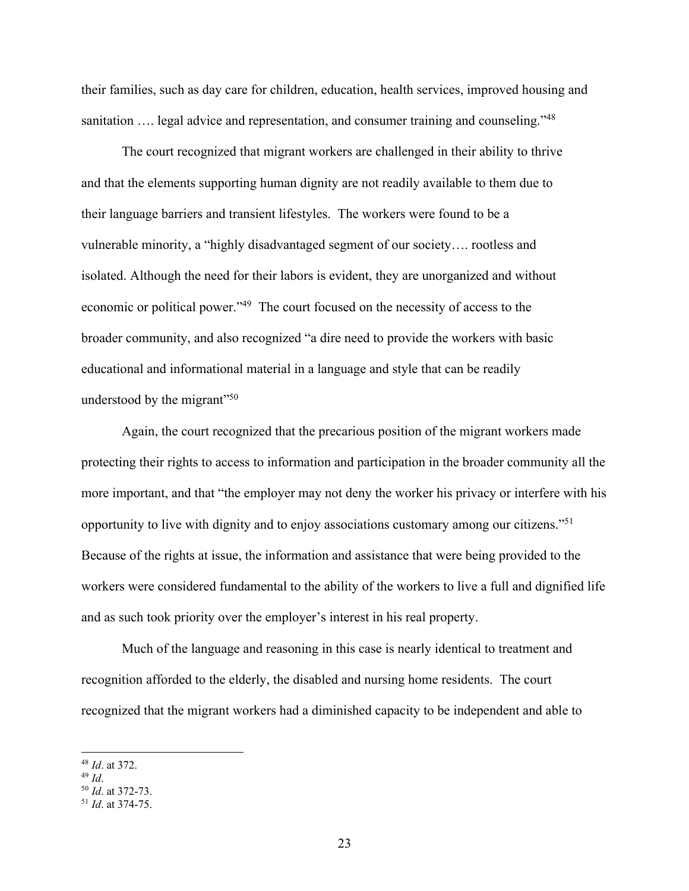their families, such as day care for children, education, health services, improved housing and sanitation …. legal advice and representation, and consumer training and counseling."[48]

The court recognized that migrant workers are challenged in their ability to thrive and that the elements supporting human dignity are not readily available to them due to their language barriers and transient lifestyles. The workers were found to be a vulnerable minority, a "highly disadvantaged segment of our society…. rootless and isolated. Although the need for their labors is evident, they are unorganized and without economic or political power."[49] The court focused on the necessity of access to the broader community, and also recognized "a dire need to provide the workers with basic educational and informational material in a language and style that can be readily understood by the migrant"[50]

Again, the court recognized that the precarious position of the migrant workers made protecting their rights to access to information and participation in the broader community all the more important, and that "the employer may not deny the worker his privacy or interfere with his opportunity to live with dignity and to enjoy associations customary among our citizens."[51] Because of the rights at issue, the information and assistance that were being provided to the workers were considered fundamental to the ability of the workers to live a full and dignified life and as such took priority over the employer's interest in his real property.

Much of the language and reasoning in this case is nearly identical to treatment and recognition afforded to the elderly, the disabled and nursing home residents. The court recognized that the migrant workers had a diminished capacity to be independent and able to

---

[48] *Id*. at 372.
[49] *Id*.
[50] *Id*. at 372-73.
[51] *Id*. at 374-75.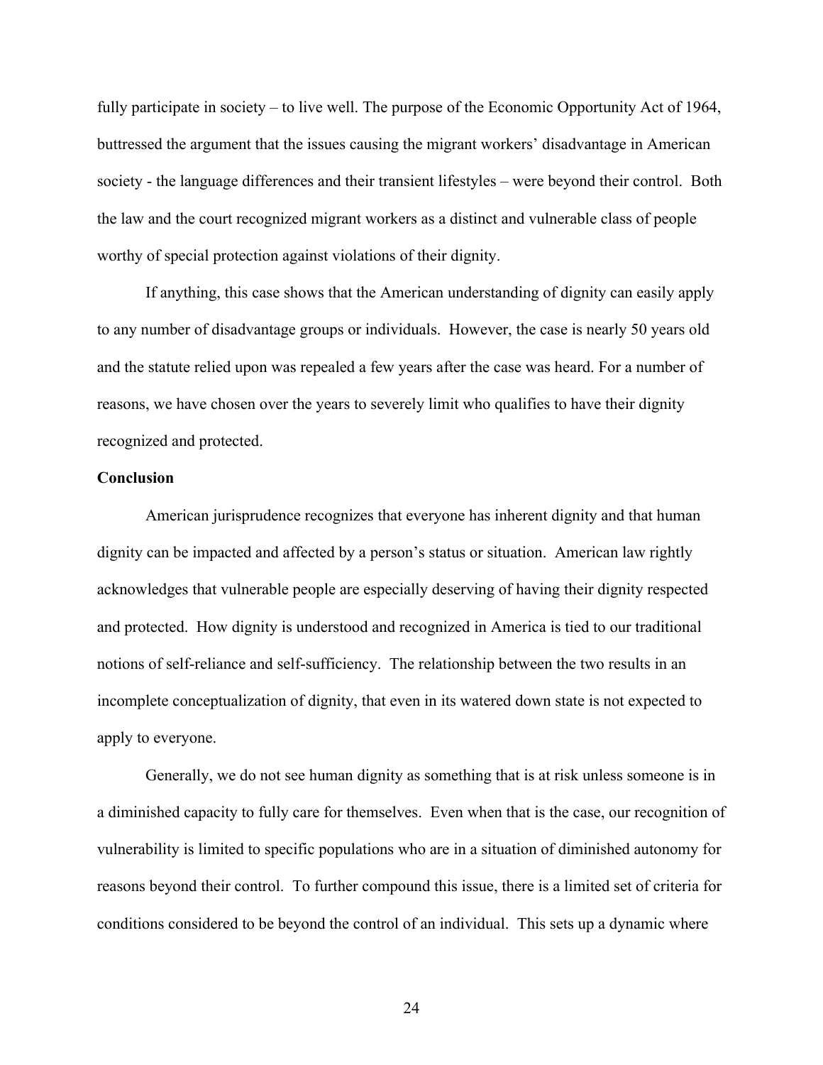fully participate in society – to live well. The purpose of the Economic Opportunity Act of 1964, buttressed the argument that the issues causing the migrant workers' disadvantage in American society - the language differences and their transient lifestyles – were beyond their control. Both the law and the court recognized migrant workers as a distinct and vulnerable class of people worthy of special protection against violations of their dignity.

If anything, this case shows that the American understanding of dignity can easily apply to any number of disadvantage groups or individuals. However, the case is nearly 50 years old and the statute relied upon was repealed a few years after the case was heard. For a number of reasons, we have chosen over the years to severely limit who qualifies to have their dignity recognized and protected.

**Conclusion**

American jurisprudence recognizes that everyone has inherent dignity and that human dignity can be impacted and affected by a person's status or situation. American law rightly acknowledges that vulnerable people are especially deserving of having their dignity respected and protected. How dignity is understood and recognized in America is tied to our traditional notions of self-reliance and self-sufficiency. The relationship between the two results in an incomplete conceptualization of dignity, that even in its watered down state is not expected to apply to everyone.

Generally, we do not see human dignity as something that is at risk unless someone is in a diminished capacity to fully care for themselves. Even when that is the case, our recognition of vulnerability is limited to specific populations who are in a situation of diminished autonomy for reasons beyond their control. To further compound this issue, there is a limited set of criteria for conditions considered to be beyond the control of an individual. This sets up a dynamic where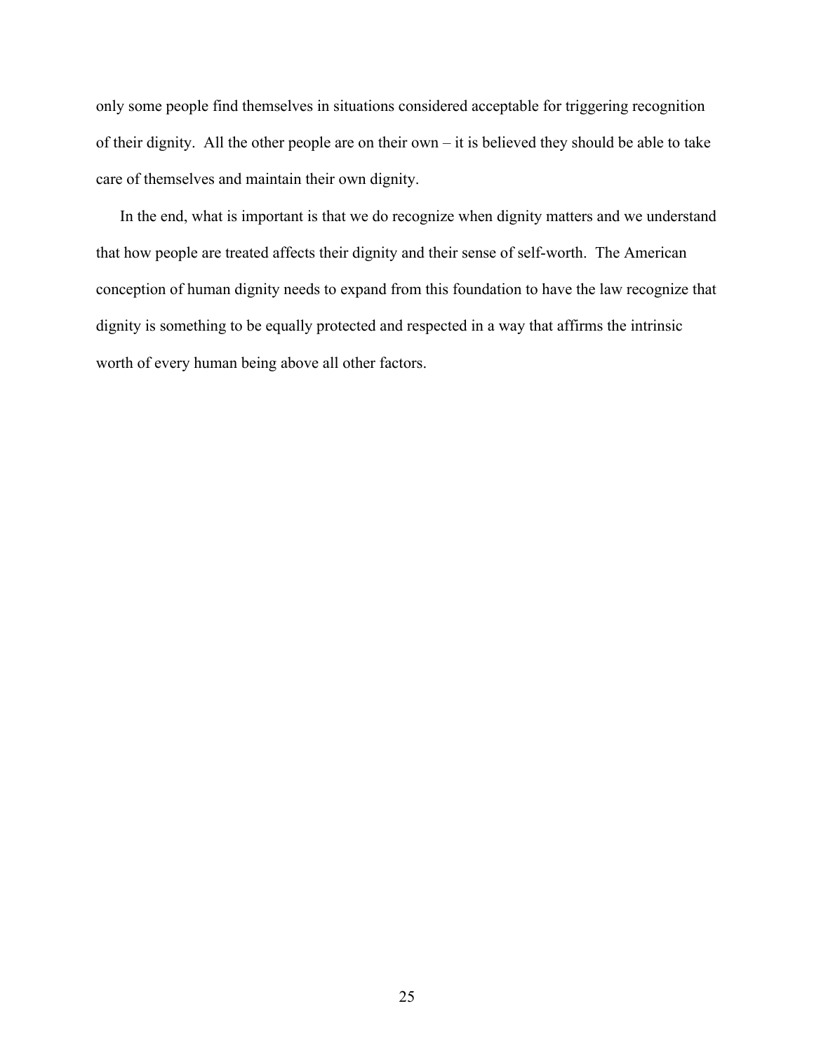only some people find themselves in situations considered acceptable for triggering recognition of their dignity. All the other people are on their own – it is believed they should be able to take care of themselves and maintain their own dignity.

In the end, what is important is that we do recognize when dignity matters and we understand that how people are treated affects their dignity and their sense of self-worth. The American conception of human dignity needs to expand from this foundation to have the law recognize that dignity is something to be equally protected and respected in a way that affirms the intrinsic worth of every human being above all other factors.